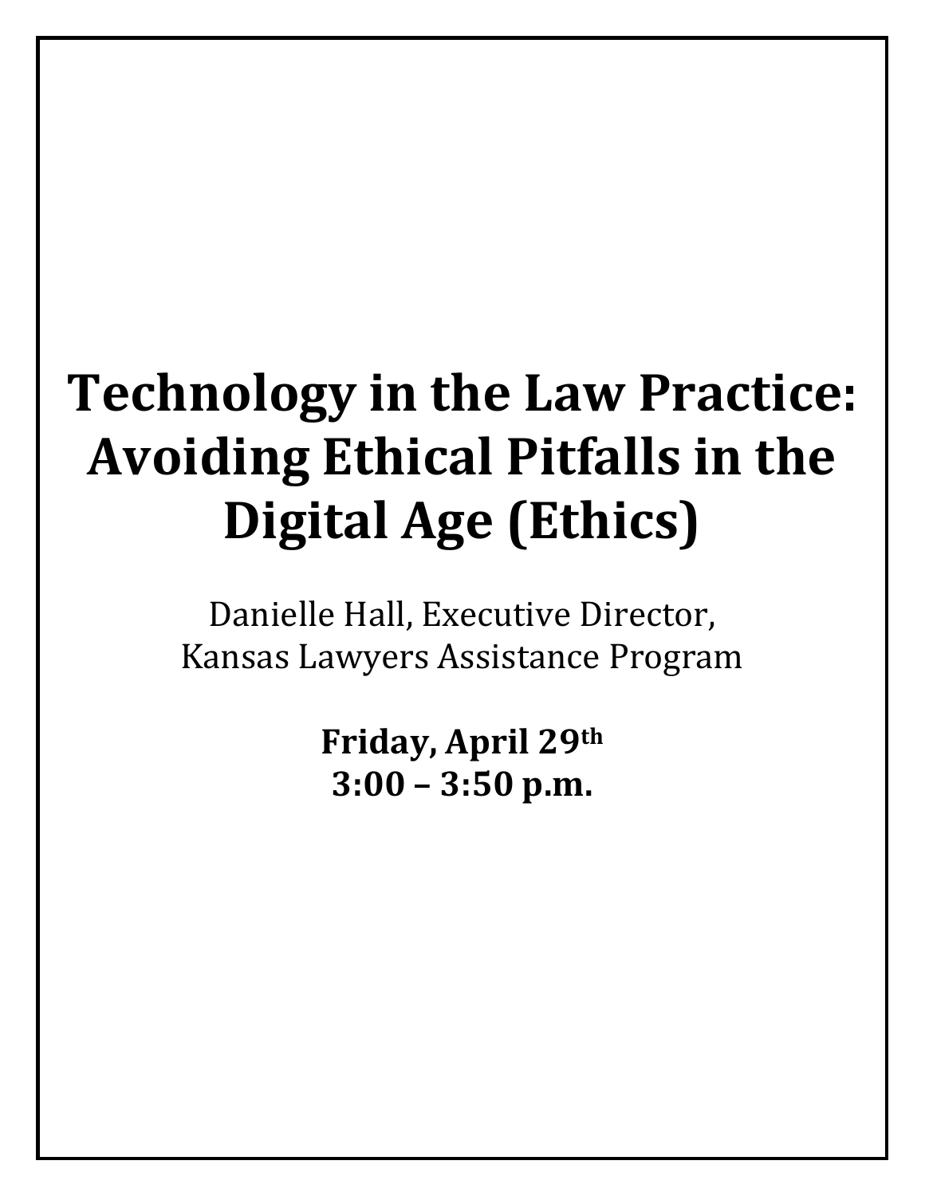# Technology in the Law Practice: Avoiding Ethical Pitfalls in the Digital Age (Ethics)

Danielle Hall, Executive Director,
Kansas Lawyers Assistance Program

**Friday, April 29th**
**3:00 – 3:50 p.m.**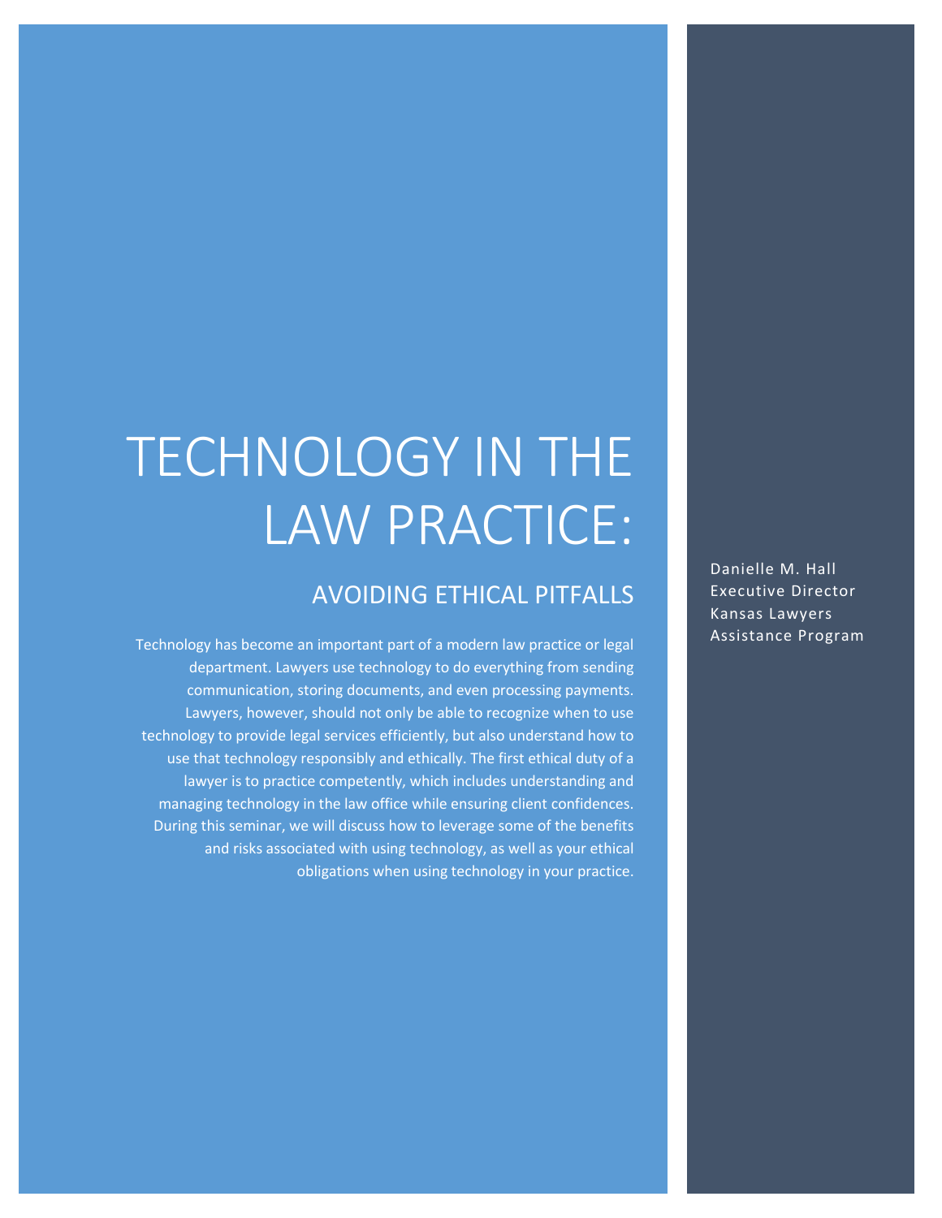# TECHNOLOGY IN THE LAW PRACTICE:

## AVOIDING ETHICAL PITFALLS

Technology has become an important part of a modern law practice or legal department. Lawyers use technology to do everything from sending communication, storing documents, and even processing payments. Lawyers, however, should not only be able to recognize when to use technology to provide legal services efficiently, but also understand how to use that technology responsibly and ethically. The first ethical duty of a lawyer is to practice competently, which includes understanding and managing technology in the law office while ensuring client confidences. During this seminar, we will discuss how to leverage some of the benefits and risks associated with using technology, as well as your ethical obligations when using technology in your practice.

Danielle M. Hall
Executive Director
Kansas Lawyers Assistance Program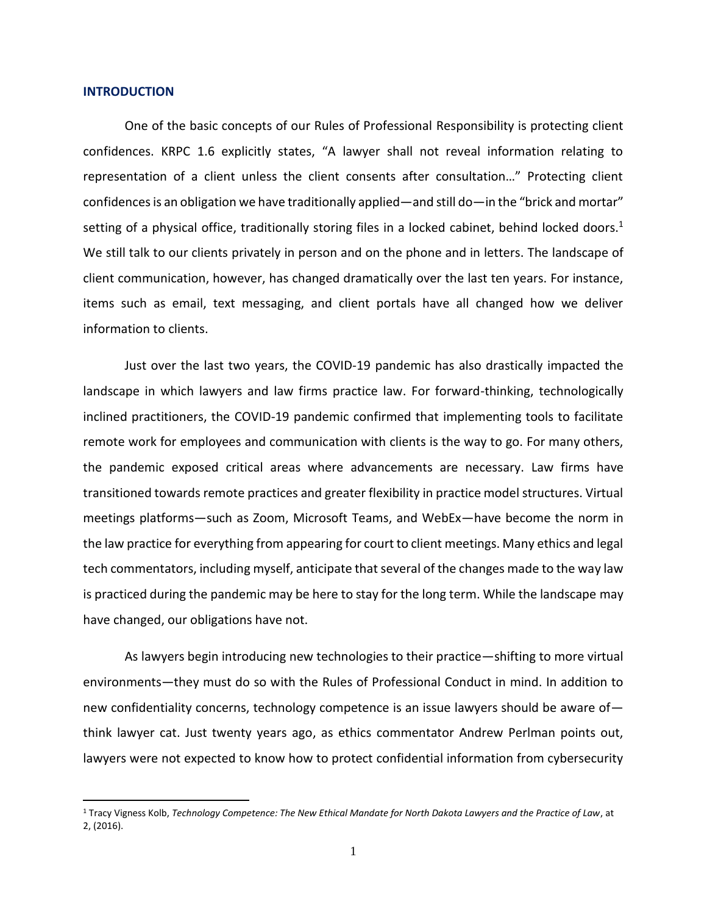## INTRODUCTION

One of the basic concepts of our Rules of Professional Responsibility is protecting client confidences. KRPC 1.6 explicitly states, "A lawyer shall not reveal information relating to representation of a client unless the client consents after consultation…" Protecting client confidences is an obligation we have traditionally applied—and still do—in the "brick and mortar" setting of a physical office, traditionally storing files in a locked cabinet, behind locked doors.[1] We still talk to our clients privately in person and on the phone and in letters. The landscape of client communication, however, has changed dramatically over the last ten years. For instance, items such as email, text messaging, and client portals have all changed how we deliver information to clients.

Just over the last two years, the COVID-19 pandemic has also drastically impacted the landscape in which lawyers and law firms practice law. For forward-thinking, technologically inclined practitioners, the COVID-19 pandemic confirmed that implementing tools to facilitate remote work for employees and communication with clients is the way to go. For many others, the pandemic exposed critical areas where advancements are necessary. Law firms have transitioned towards remote practices and greater flexibility in practice model structures. Virtual meetings platforms—such as Zoom, Microsoft Teams, and WebEx—have become the norm in the law practice for everything from appearing for court to client meetings. Many ethics and legal tech commentators, including myself, anticipate that several of the changes made to the way law is practiced during the pandemic may be here to stay for the long term. While the landscape may have changed, our obligations have not.

As lawyers begin introducing new technologies to their practice—shifting to more virtual environments—they must do so with the Rules of Professional Conduct in mind. In addition to new confidentiality concerns, technology competence is an issue lawyers should be aware of—think lawyer cat. Just twenty years ago, as ethics commentator Andrew Perlman points out, lawyers were not expected to know how to protect confidential information from cybersecurity

[1] Tracy Vigness Kolb, *Technology Competence: The New Ethical Mandate for North Dakota Lawyers and the Practice of Law*, at 2, (2016).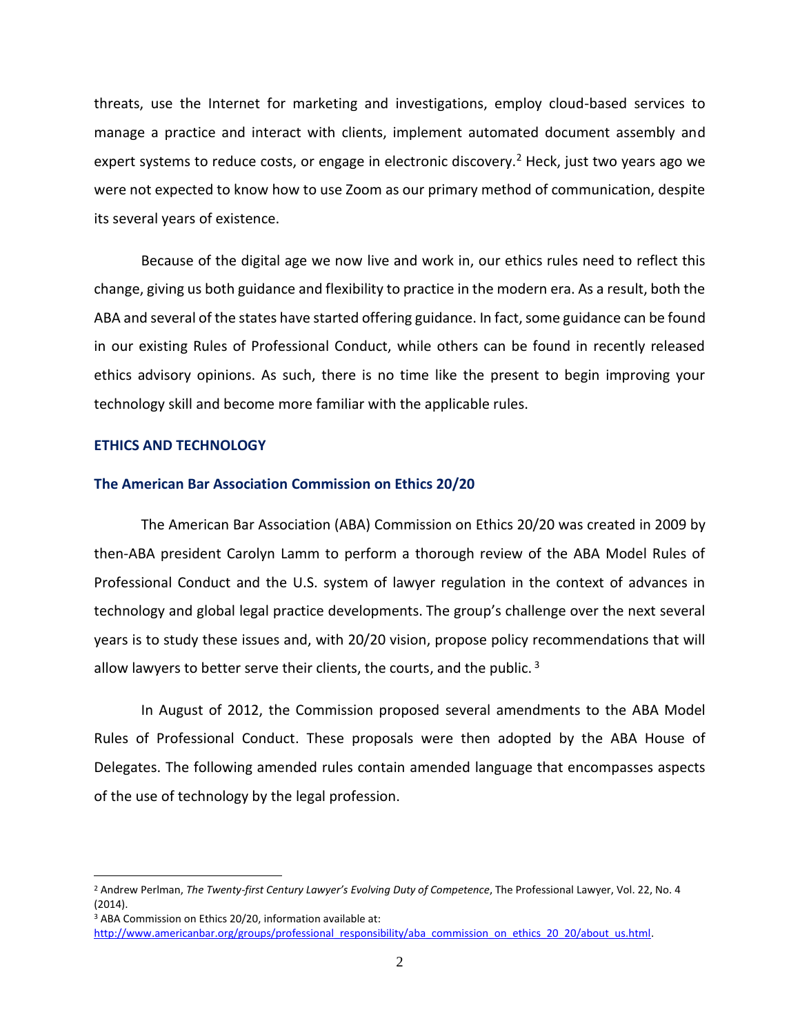threats, use the Internet for marketing and investigations, employ cloud-based services to manage a practice and interact with clients, implement automated document assembly and expert systems to reduce costs, or engage in electronic discovery.[2] Heck, just two years ago we were not expected to know how to use Zoom as our primary method of communication, despite its several years of existence.

Because of the digital age we now live and work in, our ethics rules need to reflect this change, giving us both guidance and flexibility to practice in the modern era. As a result, both the ABA and several of the states have started offering guidance. In fact, some guidance can be found in our existing Rules of Professional Conduct, while others can be found in recently released ethics advisory opinions. As such, there is no time like the present to begin improving your technology skill and become more familiar with the applicable rules.

## ETHICS AND TECHNOLOGY

### The American Bar Association Commission on Ethics 20/20

The American Bar Association (ABA) Commission on Ethics 20/20 was created in 2009 by then-ABA president Carolyn Lamm to perform a thorough review of the ABA Model Rules of Professional Conduct and the U.S. system of lawyer regulation in the context of advances in technology and global legal practice developments. The group's challenge over the next several years is to study these issues and, with 20/20 vision, propose policy recommendations that will allow lawyers to better serve their clients, the courts, and the public. [3]

In August of 2012, the Commission proposed several amendments to the ABA Model Rules of Professional Conduct. These proposals were then adopted by the ABA House of Delegates. The following amended rules contain amended language that encompasses aspects of the use of technology by the legal profession.

---

[2] Andrew Perlman, *The Twenty-first Century Lawyer's Evolving Duty of Competence*, The Professional Lawyer, Vol. 22, No. 4 (2014).

[3] ABA Commission on Ethics 20/20, information available at: http://www.americanbar.org/groups/professional_responsibility/aba_commission_on_ethics_20_20/about_us.html.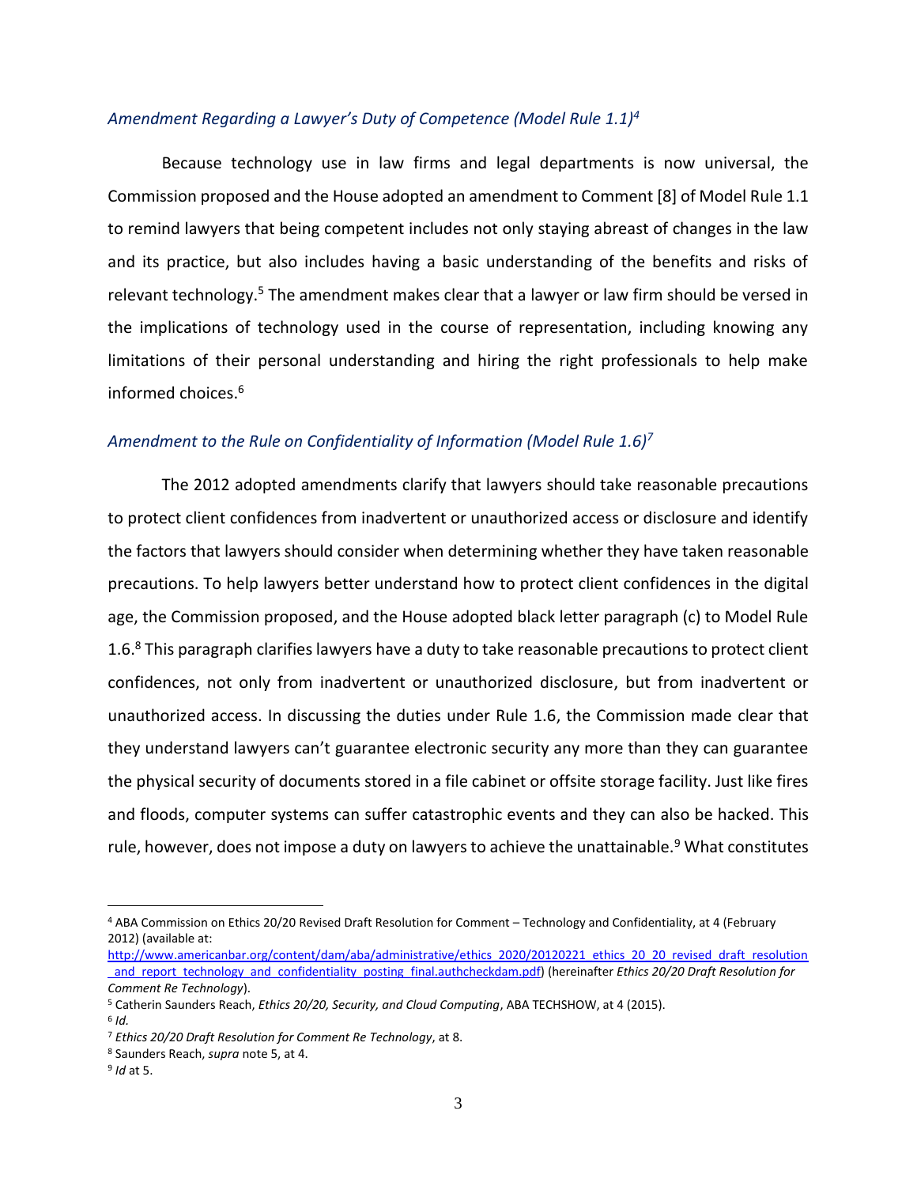### *Amendment Regarding a Lawyer's Duty of Competence (Model Rule 1.1)*[4]

Because technology use in law firms and legal departments is now universal, the Commission proposed and the House adopted an amendment to Comment [8] of Model Rule 1.1 to remind lawyers that being competent includes not only staying abreast of changes in the law and its practice, but also includes having a basic understanding of the benefits and risks of relevant technology.[5] The amendment makes clear that a lawyer or law firm should be versed in the implications of technology used in the course of representation, including knowing any limitations of their personal understanding and hiring the right professionals to help make informed choices.[6]

### *Amendment to the Rule on Confidentiality of Information (Model Rule 1.6)*[7]

The 2012 adopted amendments clarify that lawyers should take reasonable precautions to protect client confidences from inadvertent or unauthorized access or disclosure and identify the factors that lawyers should consider when determining whether they have taken reasonable precautions. To help lawyers better understand how to protect client confidences in the digital age, the Commission proposed, and the House adopted black letter paragraph (c) to Model Rule 1.6.[8] This paragraph clarifies lawyers have a duty to take reasonable precautions to protect client confidences, not only from inadvertent or unauthorized disclosure, but from inadvertent or unauthorized access. In discussing the duties under Rule 1.6, the Commission made clear that they understand lawyers can't guarantee electronic security any more than they can guarantee the physical security of documents stored in a file cabinet or offsite storage facility. Just like fires and floods, computer systems can suffer catastrophic events and they can also be hacked. This rule, however, does not impose a duty on lawyers to achieve the unattainable.[9] What constitutes

---

[4] ABA Commission on Ethics 20/20 Revised Draft Resolution for Comment – Technology and Confidentiality, at 4 (February 2012) (available at: http://www.americanbar.org/content/dam/aba/administrative/ethics_2020/20120221_ethics_20_20_revised_draft_resolution_and_report_technology_and_confidentiality_posting_final.authcheckdam.pdf) (hereinafter *Ethics 20/20 Draft Resolution for Comment Re Technology*).

[5] Catherin Saunders Reach, *Ethics 20/20, Security, and Cloud Computing*, ABA TECHSHOW, at 4 (2015).

[6] *Id.*

[7] *Ethics 20/20 Draft Resolution for Comment Re Technology*, at 8.

[8] Saunders Reach, *supra* note 5, at 4.

[9] *Id* at 5.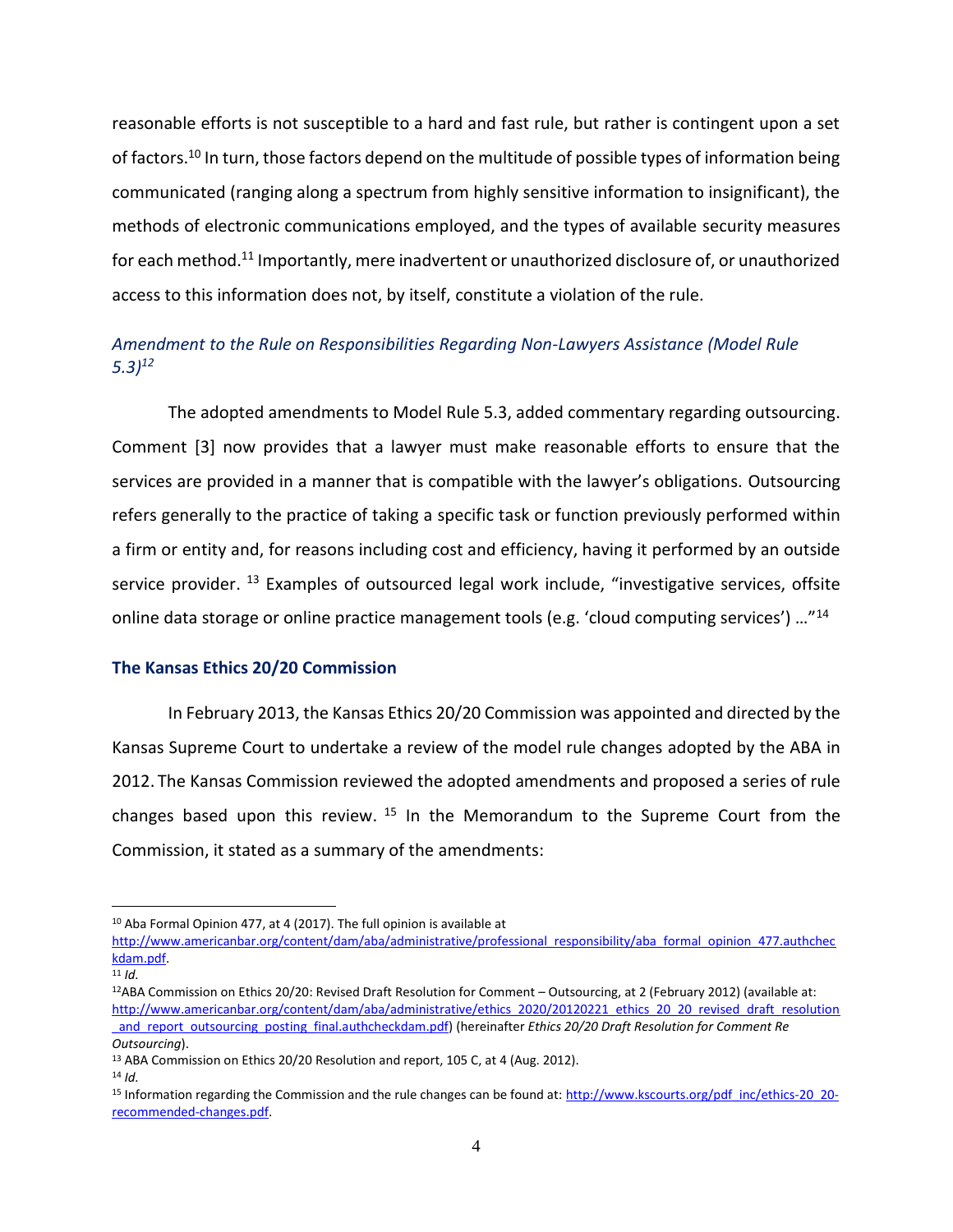reasonable efforts is not susceptible to a hard and fast rule, but rather is contingent upon a set of factors.[10] In turn, those factors depend on the multitude of possible types of information being communicated (ranging along a spectrum from highly sensitive information to insignificant), the methods of electronic communications employed, and the types of available security measures for each method.[11] Importantly, mere inadvertent or unauthorized disclosure of, or unauthorized access to this information does not, by itself, constitute a violation of the rule.

### *Amendment to the Rule on Responsibilities Regarding Non-Lawyers Assistance (Model Rule 5.3)*[12]

The adopted amendments to Model Rule 5.3, added commentary regarding outsourcing. Comment [3] now provides that a lawyer must make reasonable efforts to ensure that the services are provided in a manner that is compatible with the lawyer's obligations. Outsourcing refers generally to the practice of taking a specific task or function previously performed within a firm or entity and, for reasons including cost and efficiency, having it performed by an outside service provider. [13] Examples of outsourced legal work include, "investigative services, offsite online data storage or online practice management tools (e.g. 'cloud computing services') …"[14]

## The Kansas Ethics 20/20 Commission

In February 2013, the Kansas Ethics 20/20 Commission was appointed and directed by the Kansas Supreme Court to undertake a review of the model rule changes adopted by the ABA in 2012. The Kansas Commission reviewed the adopted amendments and proposed a series of rule changes based upon this review. [15] In the Memorandum to the Supreme Court from the Commission, it stated as a summary of the amendments:

---

[10] Aba Formal Opinion 477, at 4 (2017). The full opinion is available at http://www.americanbar.org/content/dam/aba/administrative/professional_responsibility/aba_formal_opinion_477.authcheckdam.pdf.

[11] *Id.*

[12] ABA Commission on Ethics 20/20: Revised Draft Resolution for Comment – Outsourcing, at 2 (February 2012) (available at: http://www.americanbar.org/content/dam/aba/administrative/ethics_2020/20120221_ethics_20_20_revised_draft_resolution_and_report_outsourcing_posting_final.authcheckdam.pdf) (hereinafter *Ethics 20/20 Draft Resolution for Comment Re Outsourcing*).

[13] ABA Commission on Ethics 20/20 Resolution and report, 105 C, at 4 (Aug. 2012).

[14] *Id.*

[15] Information regarding the Commission and the rule changes can be found at: http://www.kscourts.org/pdf_inc/ethics-20_20-recommended-changes.pdf.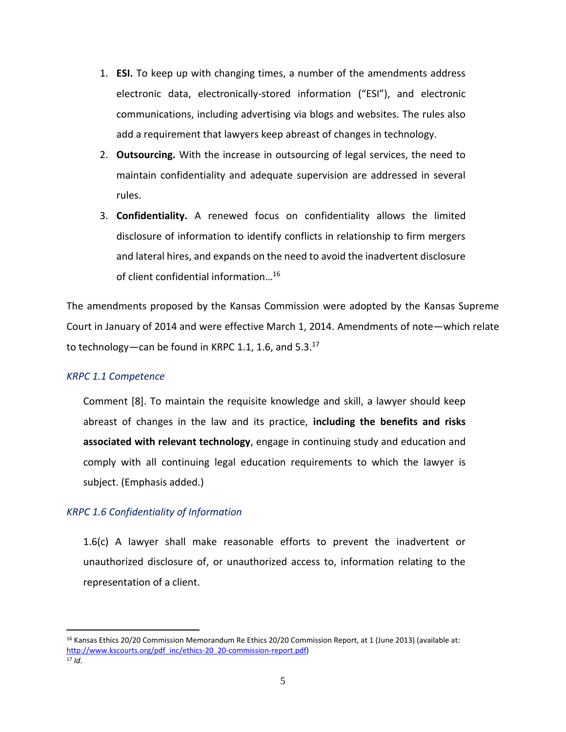1. **ESI.** To keep up with changing times, a number of the amendments address electronic data, electronically-stored information ("ESI"), and electronic communications, including advertising via blogs and websites. The rules also add a requirement that lawyers keep abreast of changes in technology.
2. **Outsourcing.** With the increase in outsourcing of legal services, the need to maintain confidentiality and adequate supervision are addressed in several rules.
3. **Confidentiality.** A renewed focus on confidentiality allows the limited disclosure of information to identify conflicts in relationship to firm mergers and lateral hires, and expands on the need to avoid the inadvertent disclosure of client confidential information…[16]

The amendments proposed by the Kansas Commission were adopted by the Kansas Supreme Court in January of 2014 and were effective March 1, 2014. Amendments of note—which relate to technology—can be found in KRPC 1.1, 1.6, and 5.3.[17]

### *KRPC 1.1 Competence*

Comment [8]. To maintain the requisite knowledge and skill, a lawyer should keep abreast of changes in the law and its practice, **including the benefits and risks associated with relevant technology**, engage in continuing study and education and comply with all continuing legal education requirements to which the lawyer is subject. (Emphasis added.)

### *KRPC 1.6 Confidentiality of Information*

1.6(c) A lawyer shall make reasonable efforts to prevent the inadvertent or unauthorized disclosure of, or unauthorized access to, information relating to the representation of a client.

---

[16] Kansas Ethics 20/20 Commission Memorandum Re Ethics 20/20 Commission Report, at 1 (June 2013) (available at: http://www.kscourts.org/pdf_inc/ethics-20_20-commission-report.pdf)

[17] *Id.*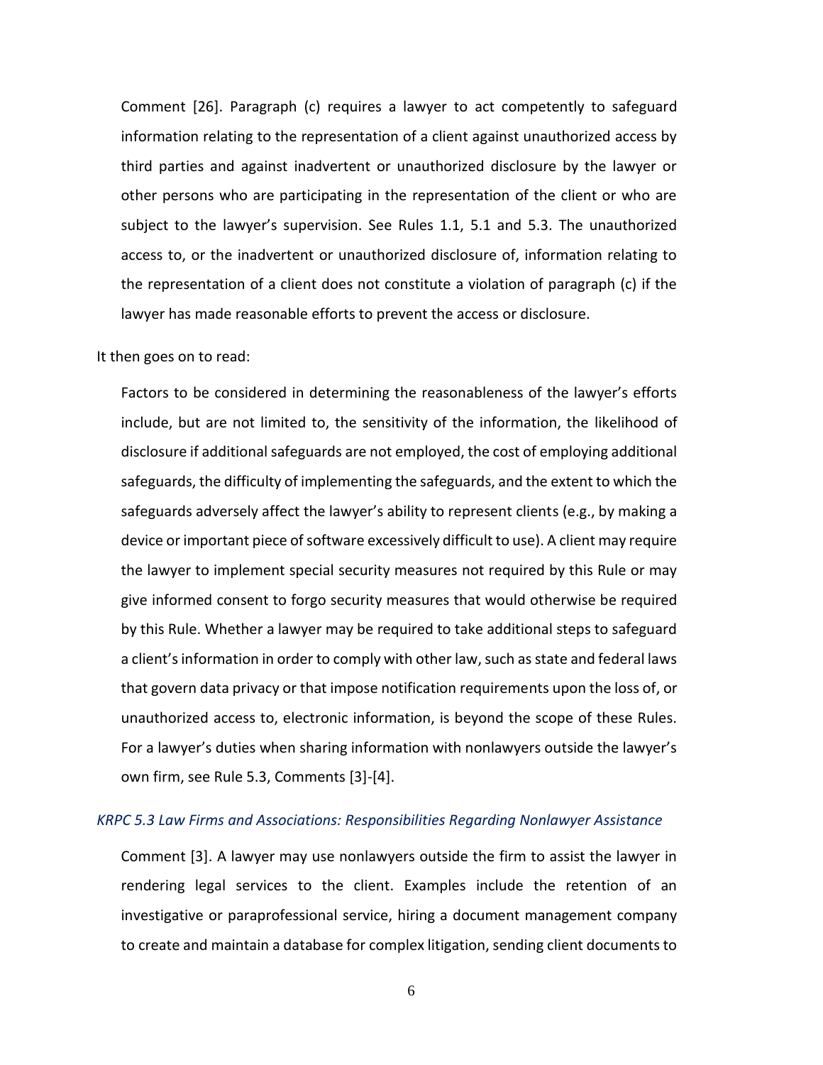> Comment [26]. Paragraph (c) requires a lawyer to act competently to safeguard information relating to the representation of a client against unauthorized access by third parties and against inadvertent or unauthorized disclosure by the lawyer or other persons who are participating in the representation of the client or who are subject to the lawyer's supervision. See Rules 1.1, 5.1 and 5.3. The unauthorized access to, or the inadvertent or unauthorized disclosure of, information relating to the representation of a client does not constitute a violation of paragraph (c) if the lawyer has made reasonable efforts to prevent the access or disclosure.

It then goes on to read:

> Factors to be considered in determining the reasonableness of the lawyer's efforts include, but are not limited to, the sensitivity of the information, the likelihood of disclosure if additional safeguards are not employed, the cost of employing additional safeguards, the difficulty of implementing the safeguards, and the extent to which the safeguards adversely affect the lawyer's ability to represent clients (e.g., by making a device or important piece of software excessively difficult to use). A client may require the lawyer to implement special security measures not required by this Rule or may give informed consent to forgo security measures that would otherwise be required by this Rule. Whether a lawyer may be required to take additional steps to safeguard a client's information in order to comply with other law, such as state and federal laws that govern data privacy or that impose notification requirements upon the loss of, or unauthorized access to, electronic information, is beyond the scope of these Rules. For a lawyer's duties when sharing information with nonlawyers outside the lawyer's own firm, see Rule 5.3, Comments [3]-[4].

### *KRPC 5.3 Law Firms and Associations: Responsibilities Regarding Nonlawyer Assistance*

> Comment [3]. A lawyer may use nonlawyers outside the firm to assist the lawyer in rendering legal services to the client. Examples include the retention of an investigative or paraprofessional service, hiring a document management company to create and maintain a database for complex litigation, sending client documents to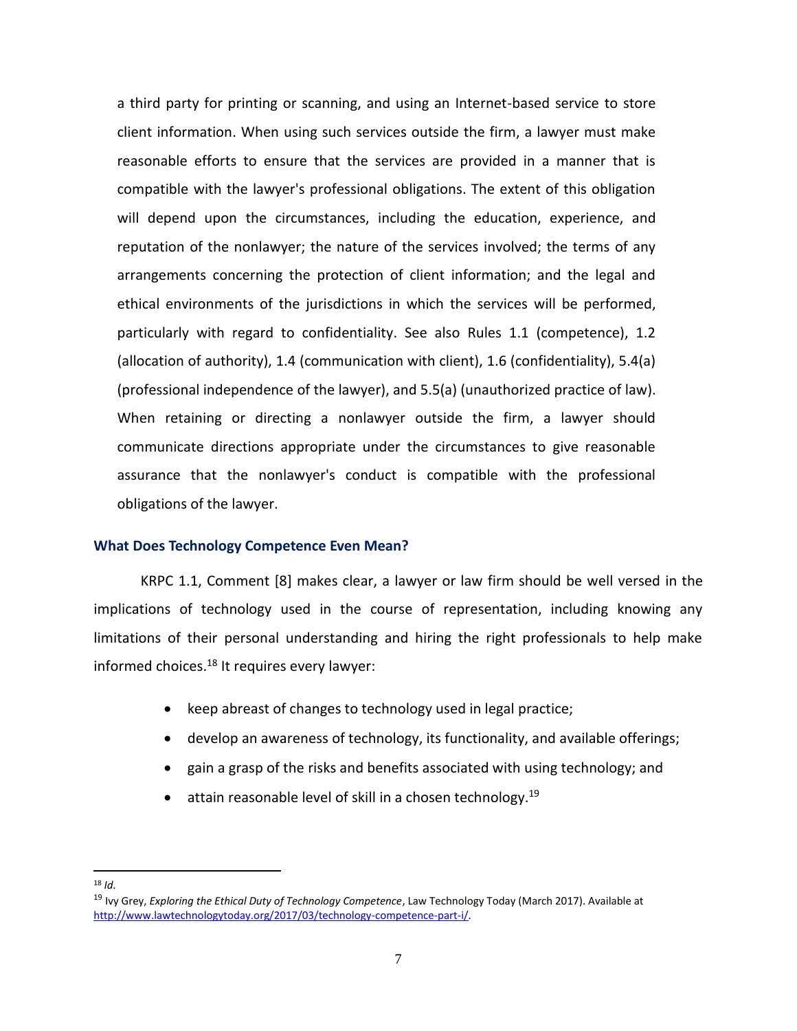a third party for printing or scanning, and using an Internet-based service to store client information. When using such services outside the firm, a lawyer must make reasonable efforts to ensure that the services are provided in a manner that is compatible with the lawyer's professional obligations. The extent of this obligation will depend upon the circumstances, including the education, experience, and reputation of the nonlawyer; the nature of the services involved; the terms of any arrangements concerning the protection of client information; and the legal and ethical environments of the jurisdictions in which the services will be performed, particularly with regard to confidentiality. See also Rules 1.1 (competence), 1.2 (allocation of authority), 1.4 (communication with client), 1.6 (confidentiality), 5.4(a) (professional independence of the lawyer), and 5.5(a) (unauthorized practice of law). When retaining or directing a nonlawyer outside the firm, a lawyer should communicate directions appropriate under the circumstances to give reasonable assurance that the nonlawyer's conduct is compatible with the professional obligations of the lawyer.

### What Does Technology Competence Even Mean?

KRPC 1.1, Comment [8] makes clear, a lawyer or law firm should be well versed in the implications of technology used in the course of representation, including knowing any limitations of their personal understanding and hiring the right professionals to help make informed choices.[18] It requires every lawyer:

- keep abreast of changes to technology used in legal practice;
- develop an awareness of technology, its functionality, and available offerings;
- gain a grasp of the risks and benefits associated with using technology; and
- attain reasonable level of skill in a chosen technology.[19]

---

[18] *Id.*

[19] Ivy Grey, *Exploring the Ethical Duty of Technology Competence*, Law Technology Today (March 2017). Available at http://www.lawtechnologytoday.org/2017/03/technology-competence-part-i/.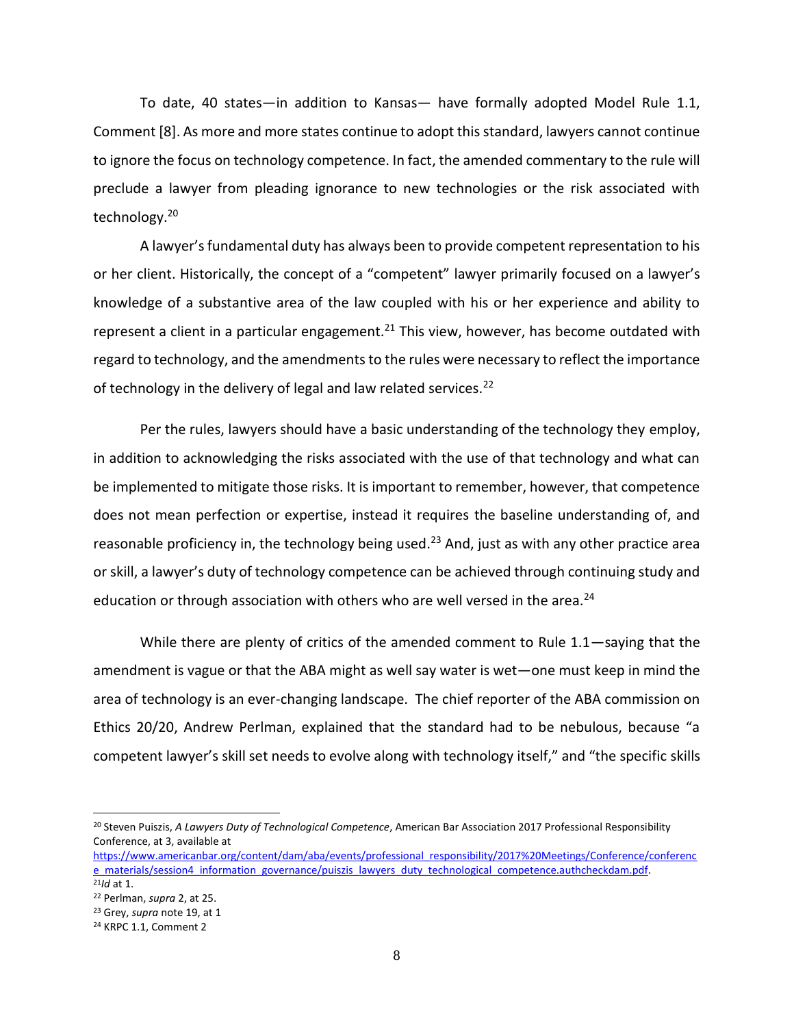To date, 40 states—in addition to Kansas— have formally adopted Model Rule 1.1, Comment [8]. As more and more states continue to adopt this standard, lawyers cannot continue to ignore the focus on technology competence. In fact, the amended commentary to the rule will preclude a lawyer from pleading ignorance to new technologies or the risk associated with technology.[20]

A lawyer's fundamental duty has always been to provide competent representation to his or her client. Historically, the concept of a "competent" lawyer primarily focused on a lawyer's knowledge of a substantive area of the law coupled with his or her experience and ability to represent a client in a particular engagement.[21] This view, however, has become outdated with regard to technology, and the amendments to the rules were necessary to reflect the importance of technology in the delivery of legal and law related services.[22]

Per the rules, lawyers should have a basic understanding of the technology they employ, in addition to acknowledging the risks associated with the use of that technology and what can be implemented to mitigate those risks. It is important to remember, however, that competence does not mean perfection or expertise, instead it requires the baseline understanding of, and reasonable proficiency in, the technology being used.[23] And, just as with any other practice area or skill, a lawyer's duty of technology competence can be achieved through continuing study and education or through association with others who are well versed in the area.[24]

While there are plenty of critics of the amended comment to Rule 1.1—saying that the amendment is vague or that the ABA might as well say water is wet—one must keep in mind the area of technology is an ever-changing landscape. The chief reporter of the ABA commission on Ethics 20/20, Andrew Perlman, explained that the standard had to be nebulous, because "a competent lawyer's skill set needs to evolve along with technology itself," and "the specific skills

---

[20] Steven Puiszis, *A Lawyers Duty of Technological Competence*, American Bar Association 2017 Professional Responsibility Conference, at 3, available at https://www.americanbar.org/content/dam/aba/events/professional_responsibility/2017%20Meetings/Conference/conference_materials/session4_information_governance/puiszis_lawyers_duty_technological_competence.authcheckdam.pdf.

[21] *Id* at 1.

[22] Perlman, *supra* 2, at 25.

[23] Grey, *supra* note 19, at 1

[24] KRPC 1.1, Comment 2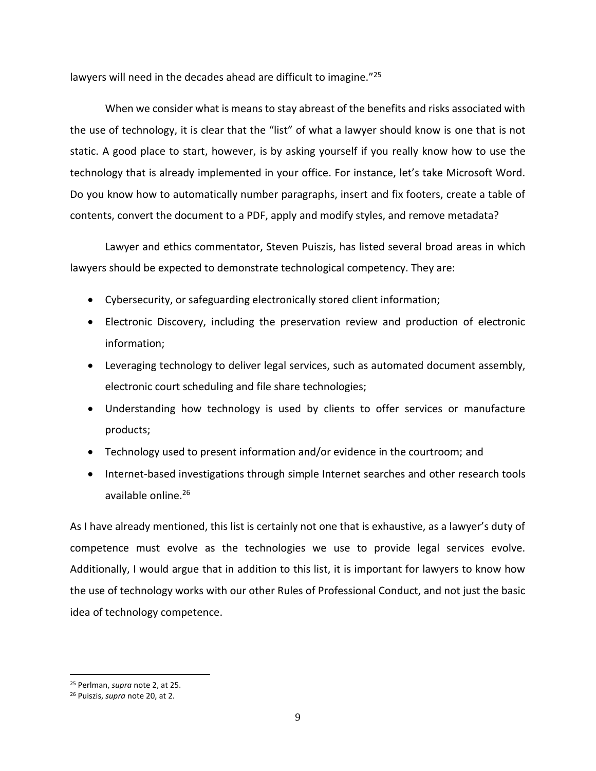lawyers will need in the decades ahead are difficult to imagine."[25]

When we consider what is means to stay abreast of the benefits and risks associated with the use of technology, it is clear that the "list" of what a lawyer should know is one that is not static. A good place to start, however, is by asking yourself if you really know how to use the technology that is already implemented in your office. For instance, let's take Microsoft Word. Do you know how to automatically number paragraphs, insert and fix footers, create a table of contents, convert the document to a PDF, apply and modify styles, and remove metadata?

Lawyer and ethics commentator, Steven Puiszis, has listed several broad areas in which lawyers should be expected to demonstrate technological competency. They are:

- Cybersecurity, or safeguarding electronically stored client information;
- Electronic Discovery, including the preservation review and production of electronic information;
- Leveraging technology to deliver legal services, such as automated document assembly, electronic court scheduling and file share technologies;
- Understanding how technology is used by clients to offer services or manufacture products;
- Technology used to present information and/or evidence in the courtroom; and
- Internet-based investigations through simple Internet searches and other research tools available online.[26]

As I have already mentioned, this list is certainly not one that is exhaustive, as a lawyer's duty of competence must evolve as the technologies we use to provide legal services evolve. Additionally, I would argue that in addition to this list, it is important for lawyers to know how the use of technology works with our other Rules of Professional Conduct, and not just the basic idea of technology competence.

[25] Perlman, *supra* note 2, at 25.

[26] Puiszis, *supra* note 20, at 2.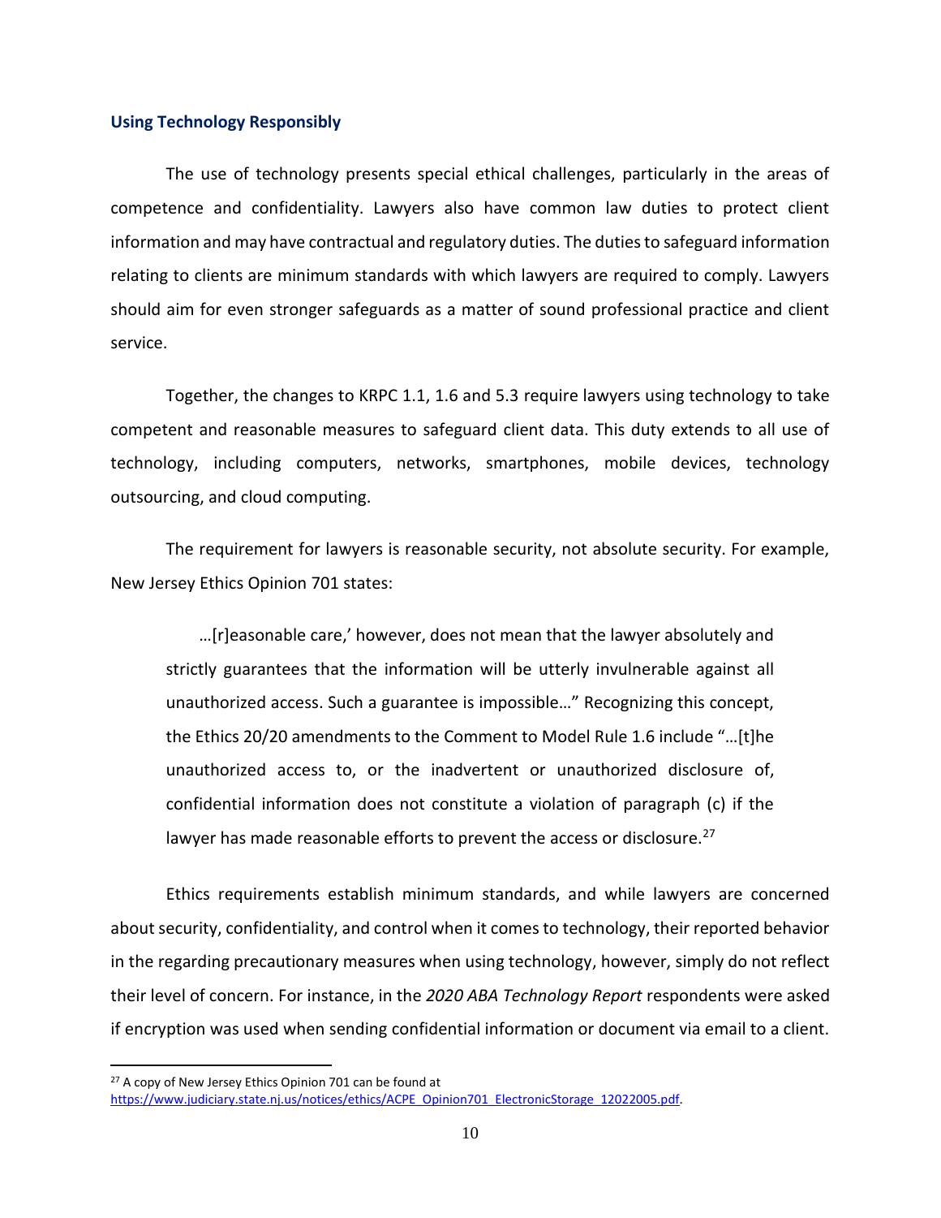### Using Technology Responsibly

The use of technology presents special ethical challenges, particularly in the areas of competence and confidentiality. Lawyers also have common law duties to protect client information and may have contractual and regulatory duties. The duties to safeguard information relating to clients are minimum standards with which lawyers are required to comply. Lawyers should aim for even stronger safeguards as a matter of sound professional practice and client service.

Together, the changes to KRPC 1.1, 1.6 and 5.3 require lawyers using technology to take competent and reasonable measures to safeguard client data. This duty extends to all use of technology, including computers, networks, smartphones, mobile devices, technology outsourcing, and cloud computing.

The requirement for lawyers is reasonable security, not absolute security. For example, New Jersey Ethics Opinion 701 states:

> …[r]easonable care,' however, does not mean that the lawyer absolutely and strictly guarantees that the information will be utterly invulnerable against all unauthorized access. Such a guarantee is impossible…" Recognizing this concept, the Ethics 20/20 amendments to the Comment to Model Rule 1.6 include "…[t]he unauthorized access to, or the inadvertent or unauthorized disclosure of, confidential information does not constitute a violation of paragraph (c) if the lawyer has made reasonable efforts to prevent the access or disclosure.[27]

Ethics requirements establish minimum standards, and while lawyers are concerned about security, confidentiality, and control when it comes to technology, their reported behavior in the regarding precautionary measures when using technology, however, simply do not reflect their level of concern. For instance, in the *2020 ABA Technology Report* respondents were asked if encryption was used when sending confidential information or document via email to a client.

---

[27] A copy of New Jersey Ethics Opinion 701 can be found at https://www.judiciary.state.nj.us/notices/ethics/ACPE_Opinion701_ElectronicStorage_12022005.pdf.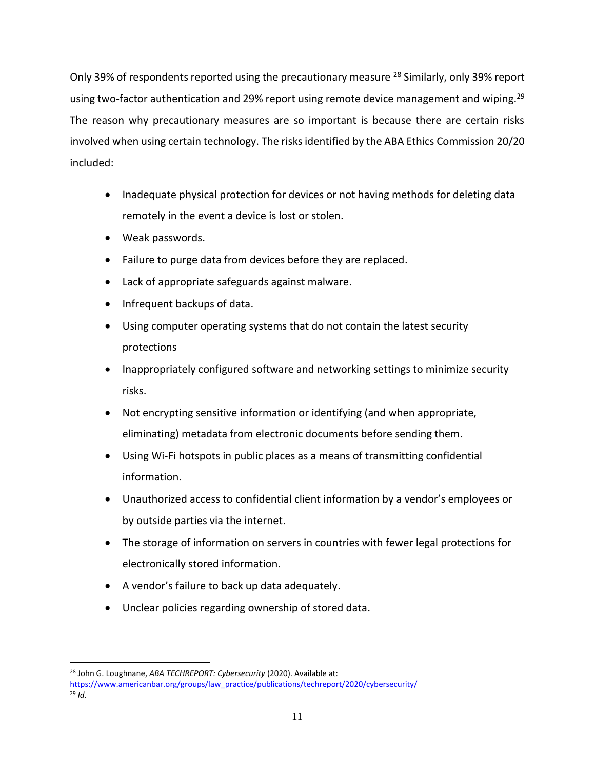Only 39% of respondents reported using the precautionary measure [28] Similarly, only 39% report using two-factor authentication and 29% report using remote device management and wiping.[29] The reason why precautionary measures are so important is because there are certain risks involved when using certain technology. The risks identified by the ABA Ethics Commission 20/20 included:

- Inadequate physical protection for devices or not having methods for deleting data remotely in the event a device is lost or stolen.
- Weak passwords.
- Failure to purge data from devices before they are replaced.
- Lack of appropriate safeguards against malware.
- Infrequent backups of data.
- Using computer operating systems that do not contain the latest security protections
- Inappropriately configured software and networking settings to minimize security risks.
- Not encrypting sensitive information or identifying (and when appropriate, eliminating) metadata from electronic documents before sending them.
- Using Wi-Fi hotspots in public places as a means of transmitting confidential information.
- Unauthorized access to confidential client information by a vendor's employees or by outside parties via the internet.
- The storage of information on servers in countries with fewer legal protections for electronically stored information.
- A vendor's failure to back up data adequately.
- Unclear policies regarding ownership of stored data.

---

[28] John G. Loughnane, *ABA TECHREPORT: Cybersecurity* (2020). Available at: https://www.americanbar.org/groups/law_practice/publications/techreport/2020/cybersecurity/

[29] *Id.*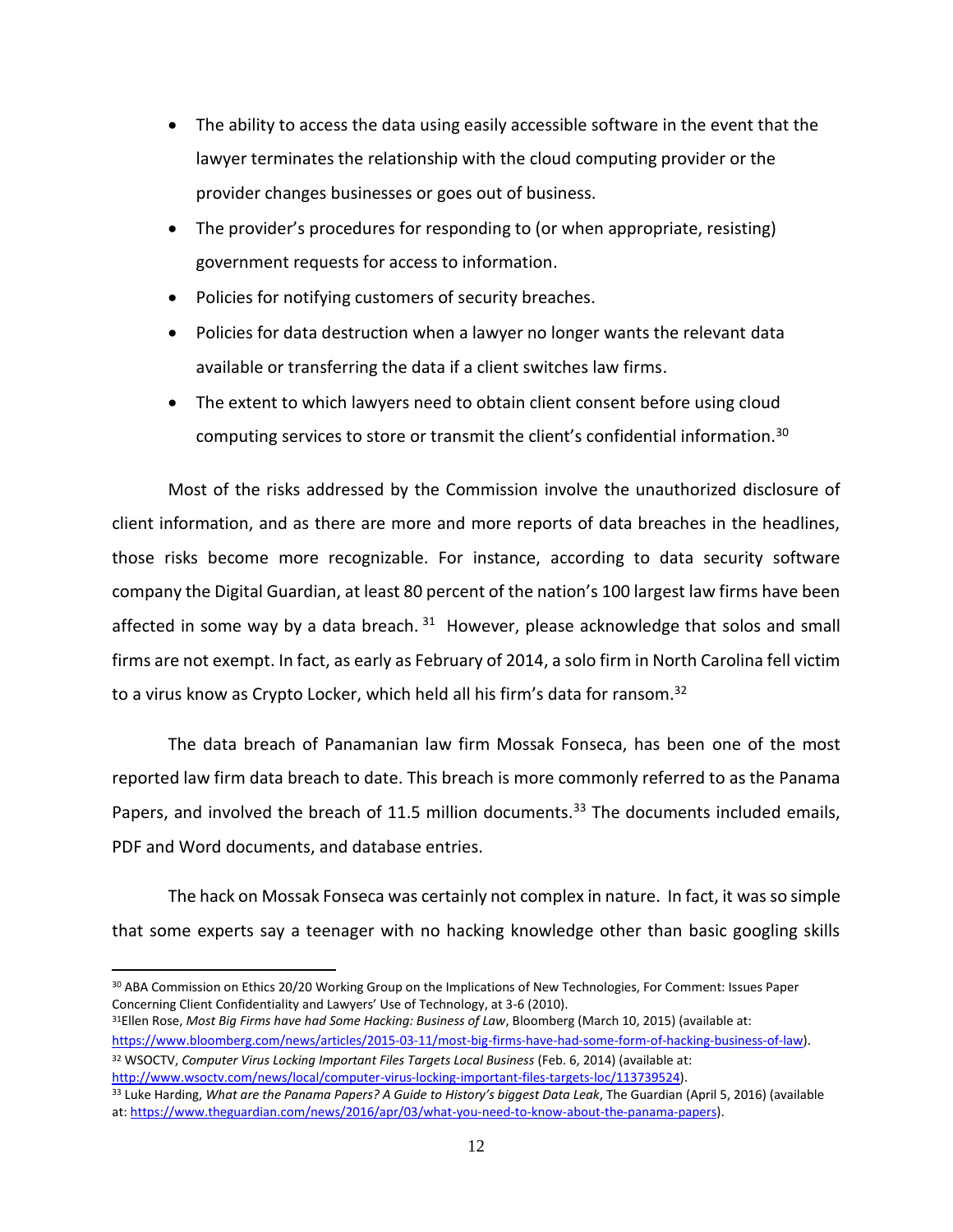- The ability to access the data using easily accessible software in the event that the lawyer terminates the relationship with the cloud computing provider or the provider changes businesses or goes out of business.
- The provider's procedures for responding to (or when appropriate, resisting) government requests for access to information.
- Policies for notifying customers of security breaches.
- Policies for data destruction when a lawyer no longer wants the relevant data available or transferring the data if a client switches law firms.
- The extent to which lawyers need to obtain client consent before using cloud computing services to store or transmit the client's confidential information.[30]

Most of the risks addressed by the Commission involve the unauthorized disclosure of client information, and as there are more and more reports of data breaches in the headlines, those risks become more recognizable. For instance, according to data security software company the Digital Guardian, at least 80 percent of the nation's 100 largest law firms have been affected in some way by a data breach. [31] However, please acknowledge that solos and small firms are not exempt. In fact, as early as February of 2014, a solo firm in North Carolina fell victim to a virus know as Crypto Locker, which held all his firm's data for ransom.[32]

The data breach of Panamanian law firm Mossak Fonseca, has been one of the most reported law firm data breach to date. This breach is more commonly referred to as the Panama Papers, and involved the breach of 11.5 million documents.[33] The documents included emails, PDF and Word documents, and database entries.

The hack on Mossak Fonseca was certainly not complex in nature. In fact, it was so simple that some experts say a teenager with no hacking knowledge other than basic googling skills

---

[30] ABA Commission on Ethics 20/20 Working Group on the Implications of New Technologies, For Comment: Issues Paper Concerning Client Confidentiality and Lawyers' Use of Technology, at 3-6 (2010).

[31] Ellen Rose, *Most Big Firms have had Some Hacking: Business of Law*, Bloomberg (March 10, 2015) (available at: https://www.bloomberg.com/news/articles/2015-03-11/most-big-firms-have-had-some-form-of-hacking-business-of-law).

[32] WSOCTV, *Computer Virus Locking Important Files Targets Local Business* (Feb. 6, 2014) (available at: http://www.wsoctv.com/news/local/computer-virus-locking-important-files-targets-loc/113739524).

[33] Luke Harding, *What are the Panama Papers? A Guide to History's biggest Data Leak*, The Guardian (April 5, 2016) (available at: https://www.theguardian.com/news/2016/apr/03/what-you-need-to-know-about-the-panama-papers).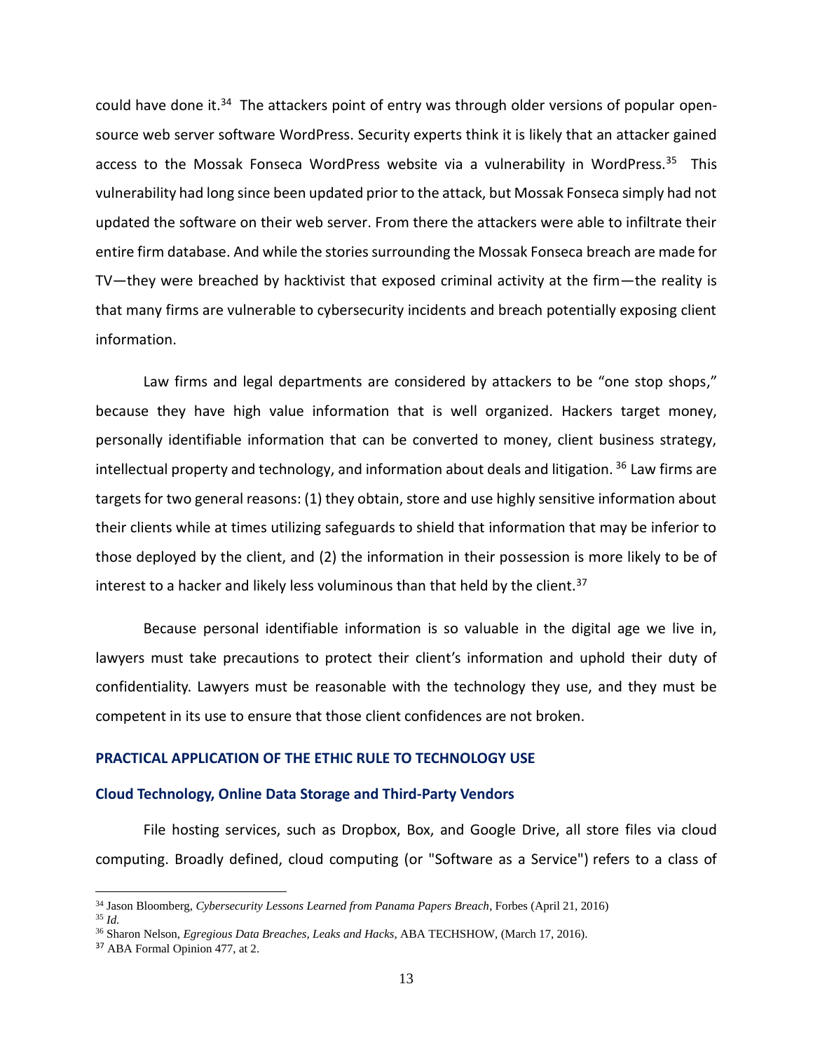could have done it.[34] The attackers point of entry was through older versions of popular open-source web server software WordPress. Security experts think it is likely that an attacker gained access to the Mossak Fonseca WordPress website via a vulnerability in WordPress.[35] This vulnerability had long since been updated prior to the attack, but Mossak Fonseca simply had not updated the software on their web server. From there the attackers were able to infiltrate their entire firm database. And while the stories surrounding the Mossak Fonseca breach are made for TV—they were breached by hacktivist that exposed criminal activity at the firm—the reality is that many firms are vulnerable to cybersecurity incidents and breach potentially exposing client information.

Law firms and legal departments are considered by attackers to be "one stop shops," because they have high value information that is well organized. Hackers target money, personally identifiable information that can be converted to money, client business strategy, intellectual property and technology, and information about deals and litigation.[36] Law firms are targets for two general reasons: (1) they obtain, store and use highly sensitive information about their clients while at times utilizing safeguards to shield that information that may be inferior to those deployed by the client, and (2) the information in their possession is more likely to be of interest to a hacker and likely less voluminous than that held by the client.[37]

Because personal identifiable information is so valuable in the digital age we live in, lawyers must take precautions to protect their client's information and uphold their duty of confidentiality. Lawyers must be reasonable with the technology they use, and they must be competent in its use to ensure that those client confidences are not broken.

## PRACTICAL APPLICATION OF THE ETHIC RULE TO TECHNOLOGY USE

### Cloud Technology, Online Data Storage and Third-Party Vendors

File hosting services, such as Dropbox, Box, and Google Drive, all store files via cloud computing. Broadly defined, cloud computing (or "Software as a Service") refers to a class of

---

[34] Jason Bloomberg, *Cybersecurity Lessons Learned from Panama Papers Breach*, Forbes (April 21, 2016)

[35] *Id.*

[36] Sharon Nelson, *Egregious Data Breaches, Leaks and Hacks*, ABA TECHSHOW, (March 17, 2016).

[37] ABA Formal Opinion 477, at 2.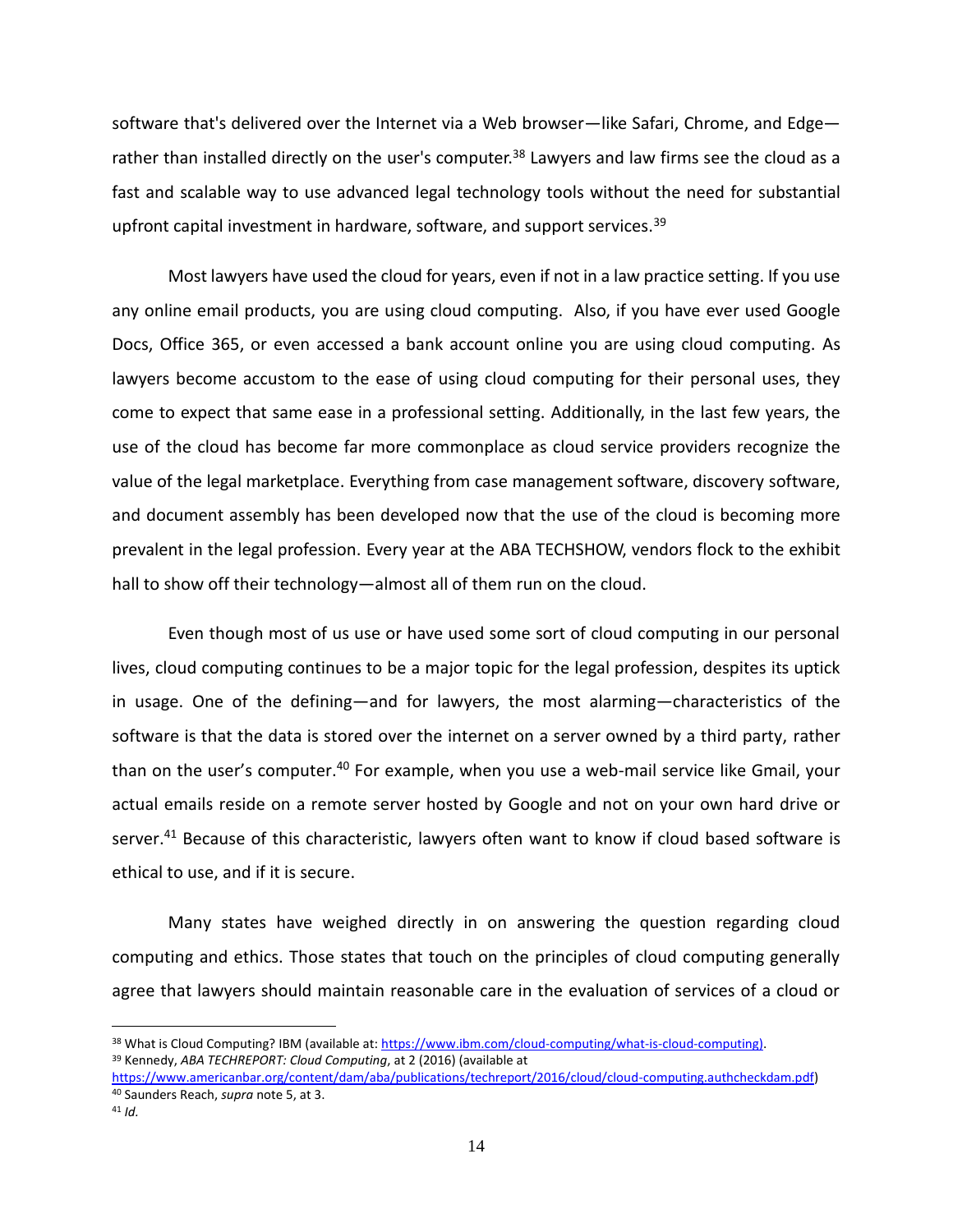software that's delivered over the Internet via a Web browser—like Safari, Chrome, and Edge—rather than installed directly on the user's computer.[38] Lawyers and law firms see the cloud as a fast and scalable way to use advanced legal technology tools without the need for substantial upfront capital investment in hardware, software, and support services.[39]

Most lawyers have used the cloud for years, even if not in a law practice setting. If you use any online email products, you are using cloud computing. Also, if you have ever used Google Docs, Office 365, or even accessed a bank account online you are using cloud computing. As lawyers become accustom to the ease of using cloud computing for their personal uses, they come to expect that same ease in a professional setting. Additionally, in the last few years, the use of the cloud has become far more commonplace as cloud service providers recognize the value of the legal marketplace. Everything from case management software, discovery software, and document assembly has been developed now that the use of the cloud is becoming more prevalent in the legal profession. Every year at the ABA TECHSHOW, vendors flock to the exhibit hall to show off their technology—almost all of them run on the cloud.

Even though most of us use or have used some sort of cloud computing in our personal lives, cloud computing continues to be a major topic for the legal profession, despites its uptick in usage. One of the defining—and for lawyers, the most alarming—characteristics of the software is that the data is stored over the internet on a server owned by a third party, rather than on the user's computer.[40] For example, when you use a web-mail service like Gmail, your actual emails reside on a remote server hosted by Google and not on your own hard drive or server.[41] Because of this characteristic, lawyers often want to know if cloud based software is ethical to use, and if it is secure.

Many states have weighed directly in on answering the question regarding cloud computing and ethics. Those states that touch on the principles of cloud computing generally agree that lawyers should maintain reasonable care in the evaluation of services of a cloud or

---

[38] What is Cloud Computing? IBM (available at: https://www.ibm.com/cloud-computing/what-is-cloud-computing).

[39] Kennedy, *ABA TECHREPORT: Cloud Computing*, at 2 (2016) (available at https://www.americanbar.org/content/dam/aba/publications/techreport/2016/cloud/cloud-computing.authcheckdam.pdf)

[40] Saunders Reach, *supra* note 5, at 3.

[41] *Id.*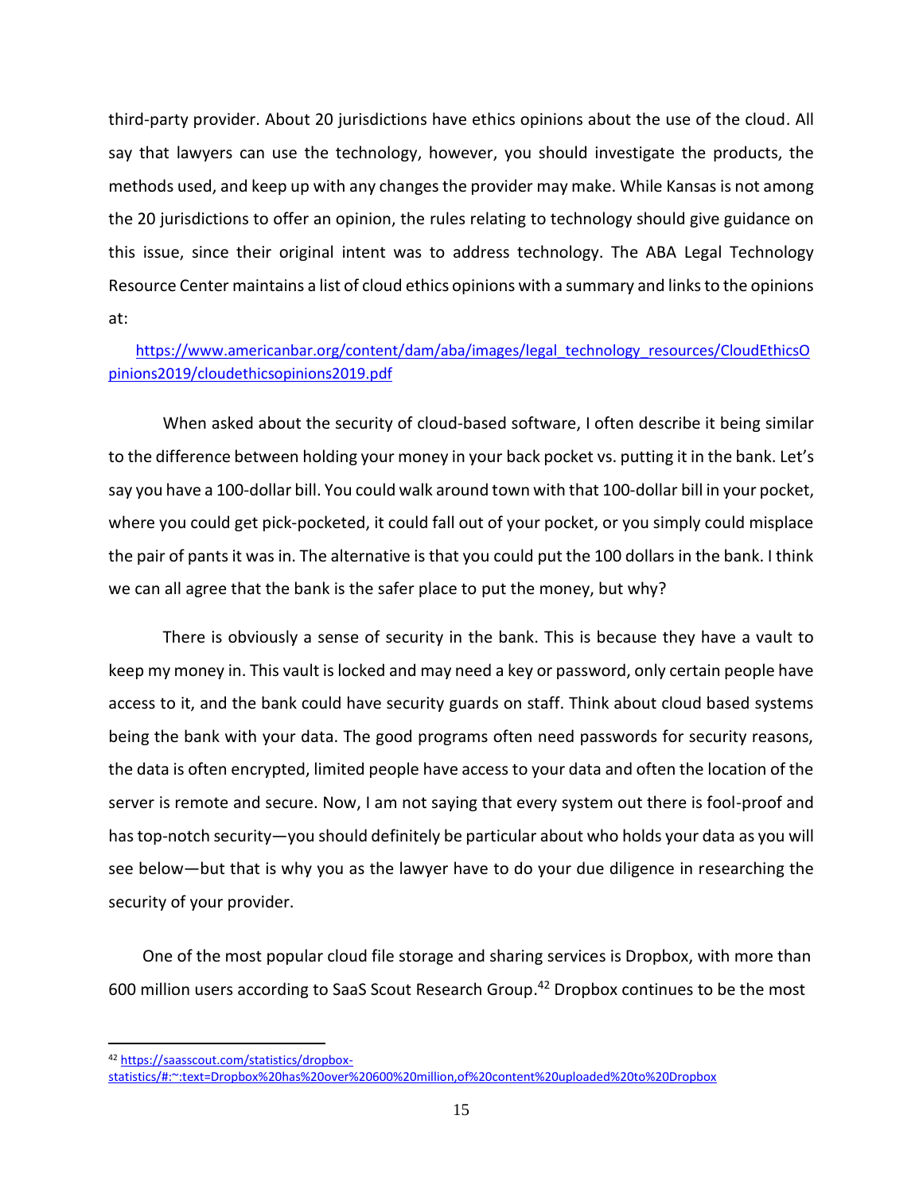third-party provider. About 20 jurisdictions have ethics opinions about the use of the cloud. All say that lawyers can use the technology, however, you should investigate the products, the methods used, and keep up with any changes the provider may make. While Kansas is not among the 20 jurisdictions to offer an opinion, the rules relating to technology should give guidance on this issue, since their original intent was to address technology. The ABA Legal Technology Resource Center maintains a list of cloud ethics opinions with a summary and links to the opinions at:

https://www.americanbar.org/content/dam/aba/images/legal_technology_resources/CloudEthicsOpinions2019/cloudethicsopinions2019.pdf

When asked about the security of cloud-based software, I often describe it being similar to the difference between holding your money in your back pocket vs. putting it in the bank. Let's say you have a 100-dollar bill. You could walk around town with that 100-dollar bill in your pocket, where you could get pick-pocketed, it could fall out of your pocket, or you simply could misplace the pair of pants it was in. The alternative is that you could put the 100 dollars in the bank. I think we can all agree that the bank is the safer place to put the money, but why?

There is obviously a sense of security in the bank. This is because they have a vault to keep my money in. This vault is locked and may need a key or password, only certain people have access to it, and the bank could have security guards on staff. Think about cloud based systems being the bank with your data. The good programs often need passwords for security reasons, the data is often encrypted, limited people have access to your data and often the location of the server is remote and secure. Now, I am not saying that every system out there is fool-proof and has top-notch security—you should definitely be particular about who holds your data as you will see below—but that is why you as the lawyer have to do your due diligence in researching the security of your provider.

One of the most popular cloud file storage and sharing services is Dropbox, with more than 600 million users according to SaaS Scout Research Group.[42] Dropbox continues to be the most

---

[42] https://saasscout.com/statistics/dropbox-statistics/#:~:text=Dropbox%20has%20over%20600%20million,of%20content%20uploaded%20to%20Dropbox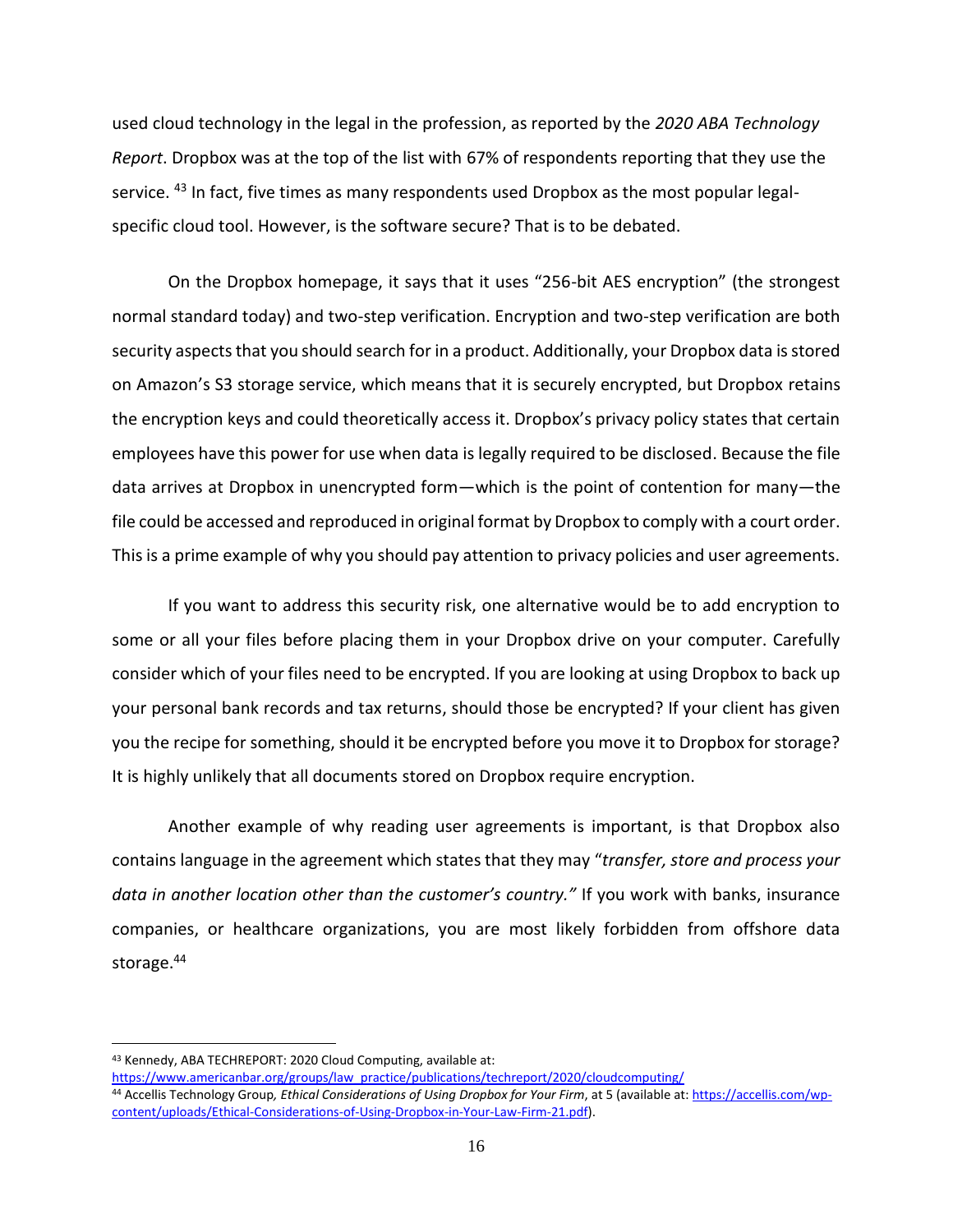used cloud technology in the legal in the profession, as reported by the *2020 ABA Technology Report*. Dropbox was at the top of the list with 67% of respondents reporting that they use the service. [43] In fact, five times as many respondents used Dropbox as the most popular legal-specific cloud tool. However, is the software secure? That is to be debated.

On the Dropbox homepage, it says that it uses "256-bit AES encryption" (the strongest normal standard today) and two-step verification. Encryption and two-step verification are both security aspects that you should search for in a product. Additionally, your Dropbox data is stored on Amazon's S3 storage service, which means that it is securely encrypted, but Dropbox retains the encryption keys and could theoretically access it. Dropbox's privacy policy states that certain employees have this power for use when data is legally required to be disclosed. Because the file data arrives at Dropbox in unencrypted form—which is the point of contention for many—the file could be accessed and reproduced in original format by Dropbox to comply with a court order. This is a prime example of why you should pay attention to privacy policies and user agreements.

If you want to address this security risk, one alternative would be to add encryption to some or all your files before placing them in your Dropbox drive on your computer. Carefully consider which of your files need to be encrypted. If you are looking at using Dropbox to back up your personal bank records and tax returns, should those be encrypted? If your client has given you the recipe for something, should it be encrypted before you move it to Dropbox for storage? It is highly unlikely that all documents stored on Dropbox require encryption.

Another example of why reading user agreements is important, is that Dropbox also contains language in the agreement which states that they may "*transfer, store and process your data in another location other than the customer's country.*" If you work with banks, insurance companies, or healthcare organizations, you are most likely forbidden from offshore data storage.[44]

---

[43] Kennedy, ABA TECHREPORT: 2020 Cloud Computing, available at: https://www.americanbar.org/groups/law_practice/publications/techreport/2020/cloudcomputing/

[44] Accellis Technology Group, *Ethical Considerations of Using Dropbox for Your Firm*, at 5 (available at: https://accellis.com/wp-content/uploads/Ethical-Considerations-of-Using-Dropbox-in-Your-Law-Firm-21.pdf).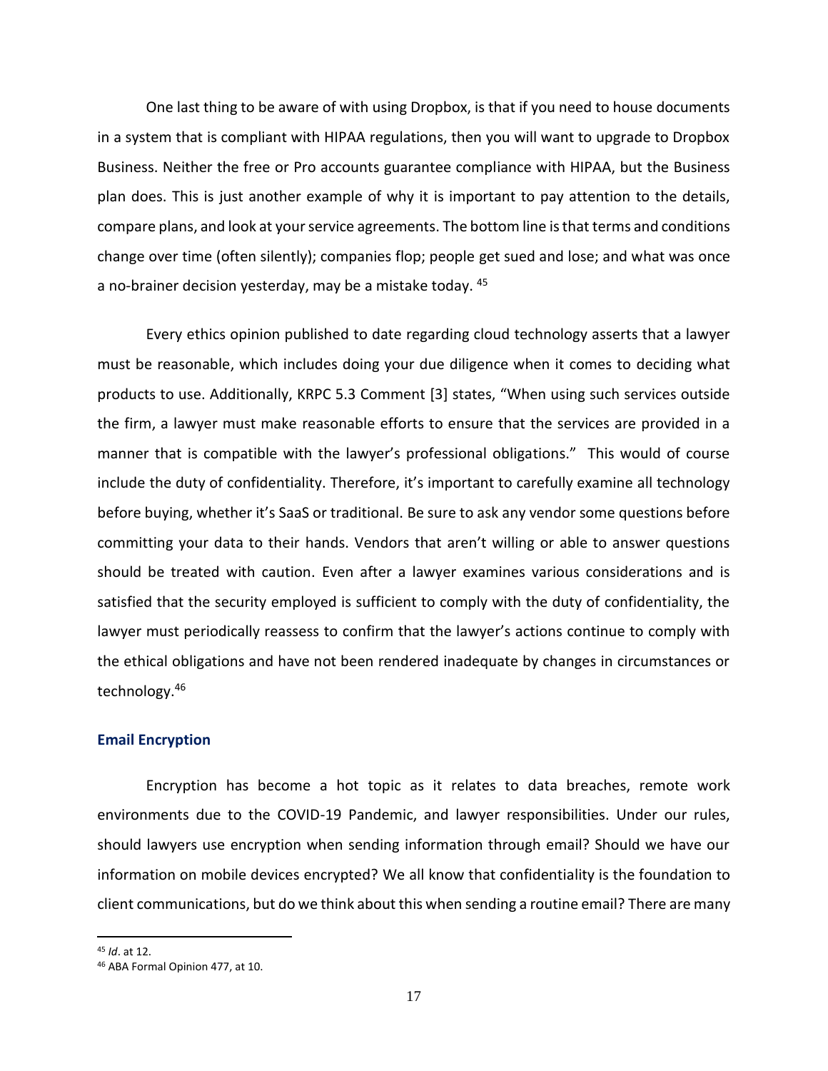One last thing to be aware of with using Dropbox, is that if you need to house documents in a system that is compliant with HIPAA regulations, then you will want to upgrade to Dropbox Business. Neither the free or Pro accounts guarantee compliance with HIPAA, but the Business plan does. This is just another example of why it is important to pay attention to the details, compare plans, and look at your service agreements. The bottom line is that terms and conditions change over time (often silently); companies flop; people get sued and lose; and what was once a no-brainer decision yesterday, may be a mistake today. [45]

Every ethics opinion published to date regarding cloud technology asserts that a lawyer must be reasonable, which includes doing your due diligence when it comes to deciding what products to use. Additionally, KRPC 5.3 Comment [3] states, "When using such services outside the firm, a lawyer must make reasonable efforts to ensure that the services are provided in a manner that is compatible with the lawyer's professional obligations." This would of course include the duty of confidentiality. Therefore, it's important to carefully examine all technology before buying, whether it's SaaS or traditional. Be sure to ask any vendor some questions before committing your data to their hands. Vendors that aren't willing or able to answer questions should be treated with caution. Even after a lawyer examines various considerations and is satisfied that the security employed is sufficient to comply with the duty of confidentiality, the lawyer must periodically reassess to confirm that the lawyer's actions continue to comply with the ethical obligations and have not been rendered inadequate by changes in circumstances or technology.[46]

### Email Encryption

Encryption has become a hot topic as it relates to data breaches, remote work environments due to the COVID-19 Pandemic, and lawyer responsibilities. Under our rules, should lawyers use encryption when sending information through email? Should we have our information on mobile devices encrypted? We all know that confidentiality is the foundation to client communications, but do we think about this when sending a routine email? There are many

---

[45] *Id*. at 12.

[46] ABA Formal Opinion 477, at 10.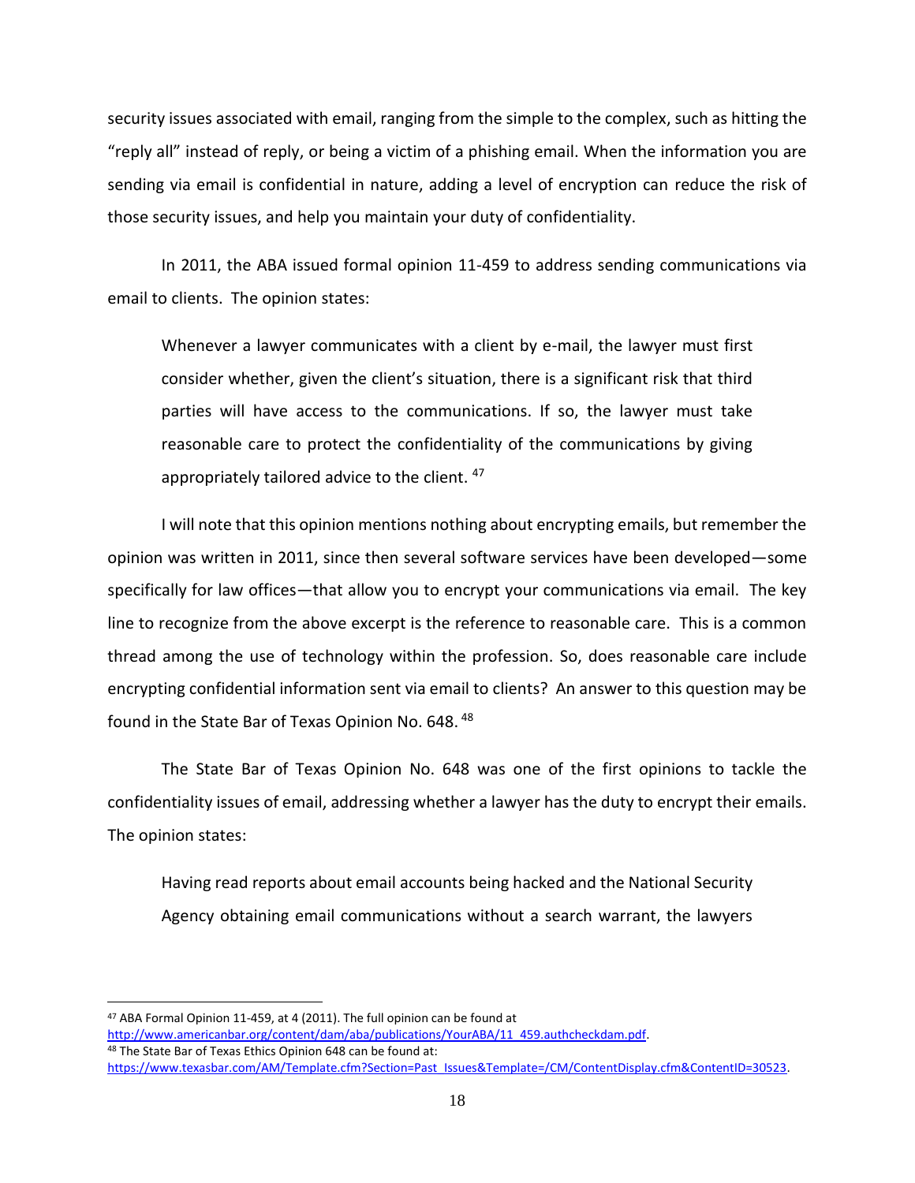security issues associated with email, ranging from the simple to the complex, such as hitting the "reply all" instead of reply, or being a victim of a phishing email. When the information you are sending via email is confidential in nature, adding a level of encryption can reduce the risk of those security issues, and help you maintain your duty of confidentiality.

In 2011, the ABA issued formal opinion 11-459 to address sending communications via email to clients. The opinion states:

> Whenever a lawyer communicates with a client by e-mail, the lawyer must first consider whether, given the client's situation, there is a significant risk that third parties will have access to the communications. If so, the lawyer must take reasonable care to protect the confidentiality of the communications by giving appropriately tailored advice to the client. [47]

I will note that this opinion mentions nothing about encrypting emails, but remember the opinion was written in 2011, since then several software services have been developed—some specifically for law offices—that allow you to encrypt your communications via email. The key line to recognize from the above excerpt is the reference to reasonable care. This is a common thread among the use of technology within the profession. So, does reasonable care include encrypting confidential information sent via email to clients? An answer to this question may be found in the State Bar of Texas Opinion No. 648. [48]

The State Bar of Texas Opinion No. 648 was one of the first opinions to tackle the confidentiality issues of email, addressing whether a lawyer has the duty to encrypt their emails. The opinion states:

> Having read reports about email accounts being hacked and the National Security Agency obtaining email communications without a search warrant, the lawyers

---

[47] ABA Formal Opinion 11-459, at 4 (2011). The full opinion can be found at http://www.americanbar.org/content/dam/aba/publications/YourABA/11_459.authcheckdam.pdf.

[48] The State Bar of Texas Ethics Opinion 648 can be found at: https://www.texasbar.com/AM/Template.cfm?Section=Past_Issues&Template=/CM/ContentDisplay.cfm&ContentID=30523.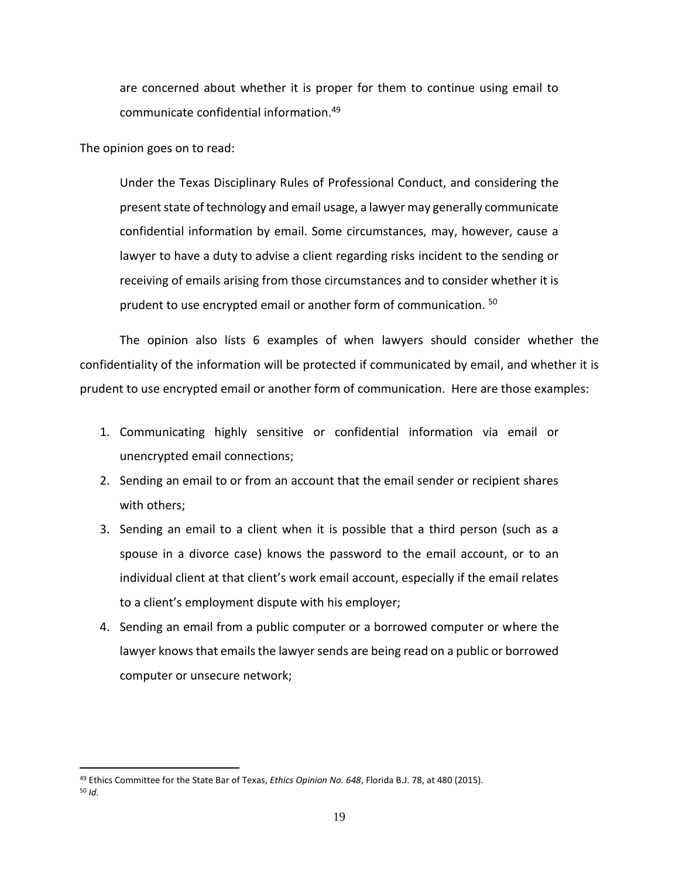are concerned about whether it is proper for them to continue using email to communicate confidential information.[49]

The opinion goes on to read:

> Under the Texas Disciplinary Rules of Professional Conduct, and considering the present state of technology and email usage, a lawyer may generally communicate confidential information by email. Some circumstances, may, however, cause a lawyer to have a duty to advise a client regarding risks incident to the sending or receiving of emails arising from those circumstances and to consider whether it is prudent to use encrypted email or another form of communication. [50]

The opinion also lists 6 examples of when lawyers should consider whether the confidentiality of the information will be protected if communicated by email, and whether it is prudent to use encrypted email or another form of communication. Here are those examples:

1. Communicating highly sensitive or confidential information via email or unencrypted email connections;
2. Sending an email to or from an account that the email sender or recipient shares with others;
3. Sending an email to a client when it is possible that a third person (such as a spouse in a divorce case) knows the password to the email account, or to an individual client at that client's work email account, especially if the email relates to a client's employment dispute with his employer;
4. Sending an email from a public computer or a borrowed computer or where the lawyer knows that emails the lawyer sends are being read on a public or borrowed computer or unsecure network;

---

[49] Ethics Committee for the State Bar of Texas, *Ethics Opinion No. 648*, Florida B.J. 78, at 480 (2015).
[50] *Id.*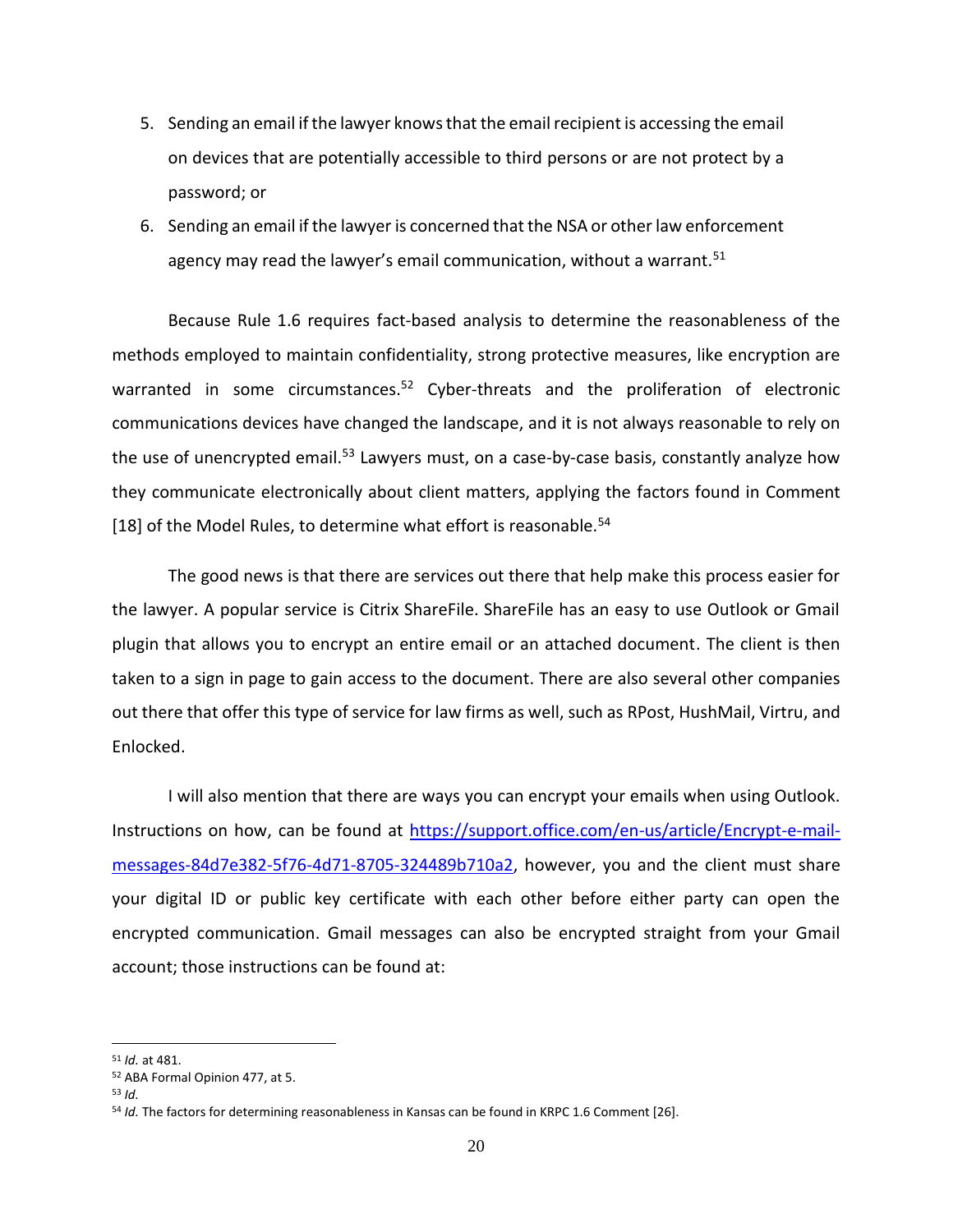5. Sending an email if the lawyer knows that the email recipient is accessing the email on devices that are potentially accessible to third persons or are not protect by a password; or
6. Sending an email if the lawyer is concerned that the NSA or other law enforcement agency may read the lawyer's email communication, without a warrant.[51]

Because Rule 1.6 requires fact-based analysis to determine the reasonableness of the methods employed to maintain confidentiality, strong protective measures, like encryption are warranted in some circumstances.[52] Cyber-threats and the proliferation of electronic communications devices have changed the landscape, and it is not always reasonable to rely on the use of unencrypted email.[53] Lawyers must, on a case-by-case basis, constantly analyze how they communicate electronically about client matters, applying the factors found in Comment [18] of the Model Rules, to determine what effort is reasonable.[54]

The good news is that there are services out there that help make this process easier for the lawyer. A popular service is Citrix ShareFile. ShareFile has an easy to use Outlook or Gmail plugin that allows you to encrypt an entire email or an attached document. The client is then taken to a sign in page to gain access to the document. There are also several other companies out there that offer this type of service for law firms as well, such as RPost, HushMail, Virtru, and Enlocked.

I will also mention that there are ways you can encrypt your emails when using Outlook. Instructions on how, can be found at https://support.office.com/en-us/article/Encrypt-e-mail-messages-84d7e382-5f76-4d71-8705-324489b710a2, however, you and the client must share your digital ID or public key certificate with each other before either party can open the encrypted communication. Gmail messages can also be encrypted straight from your Gmail account; those instructions can be found at:

---

[51] *Id.* at 481.

[52] ABA Formal Opinion 477, at 5.

[53] *Id.*

[54] *Id.* The factors for determining reasonableness in Kansas can be found in KRPC 1.6 Comment [26].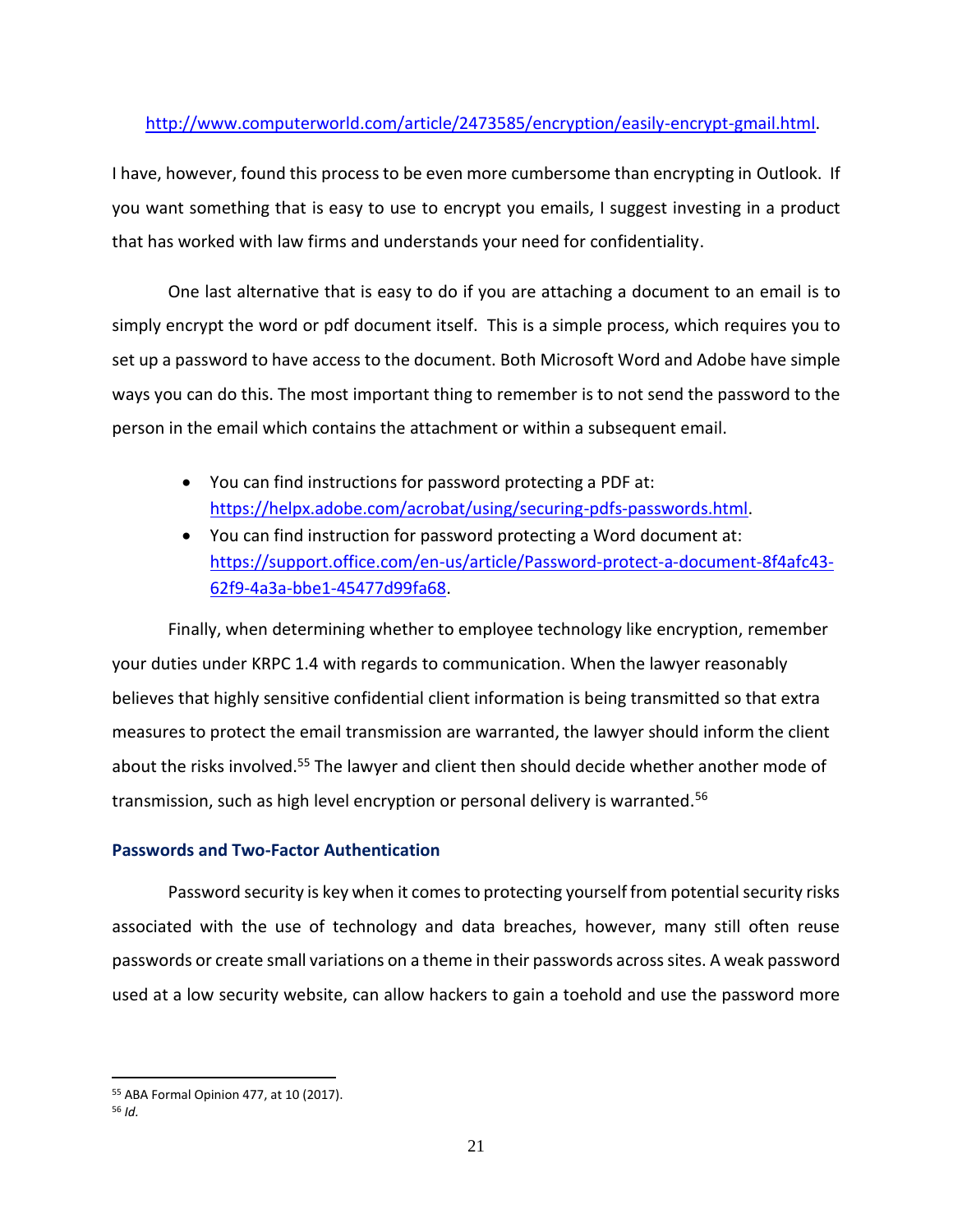http://www.computerworld.com/article/2473585/encryption/easily-encrypt-gmail.html.

I have, however, found this process to be even more cumbersome than encrypting in Outlook. If you want something that is easy to use to encrypt you emails, I suggest investing in a product that has worked with law firms and understands your need for confidentiality.

One last alternative that is easy to do if you are attaching a document to an email is to simply encrypt the word or pdf document itself. This is a simple process, which requires you to set up a password to have access to the document. Both Microsoft Word and Adobe have simple ways you can do this. The most important thing to remember is to not send the password to the person in the email which contains the attachment or within a subsequent email.

- You can find instructions for password protecting a PDF at: https://helpx.adobe.com/acrobat/using/securing-pdfs-passwords.html.
- You can find instruction for password protecting a Word document at: https://support.office.com/en-us/article/Password-protect-a-document-8f4afc43-62f9-4a3a-bbe1-45477d99fa68.

Finally, when determining whether to employee technology like encryption, remember your duties under KRPC 1.4 with regards to communication. When the lawyer reasonably believes that highly sensitive confidential client information is being transmitted so that extra measures to protect the email transmission are warranted, the lawyer should inform the client about the risks involved.[55] The lawyer and client then should decide whether another mode of transmission, such as high level encryption or personal delivery is warranted.[56]

### Passwords and Two-Factor Authentication

Password security is key when it comes to protecting yourself from potential security risks associated with the use of technology and data breaches, however, many still often reuse passwords or create small variations on a theme in their passwords across sites. A weak password used at a low security website, can allow hackers to gain a toehold and use the password more

[55] ABA Formal Opinion 477, at 10 (2017).
[56] *Id.*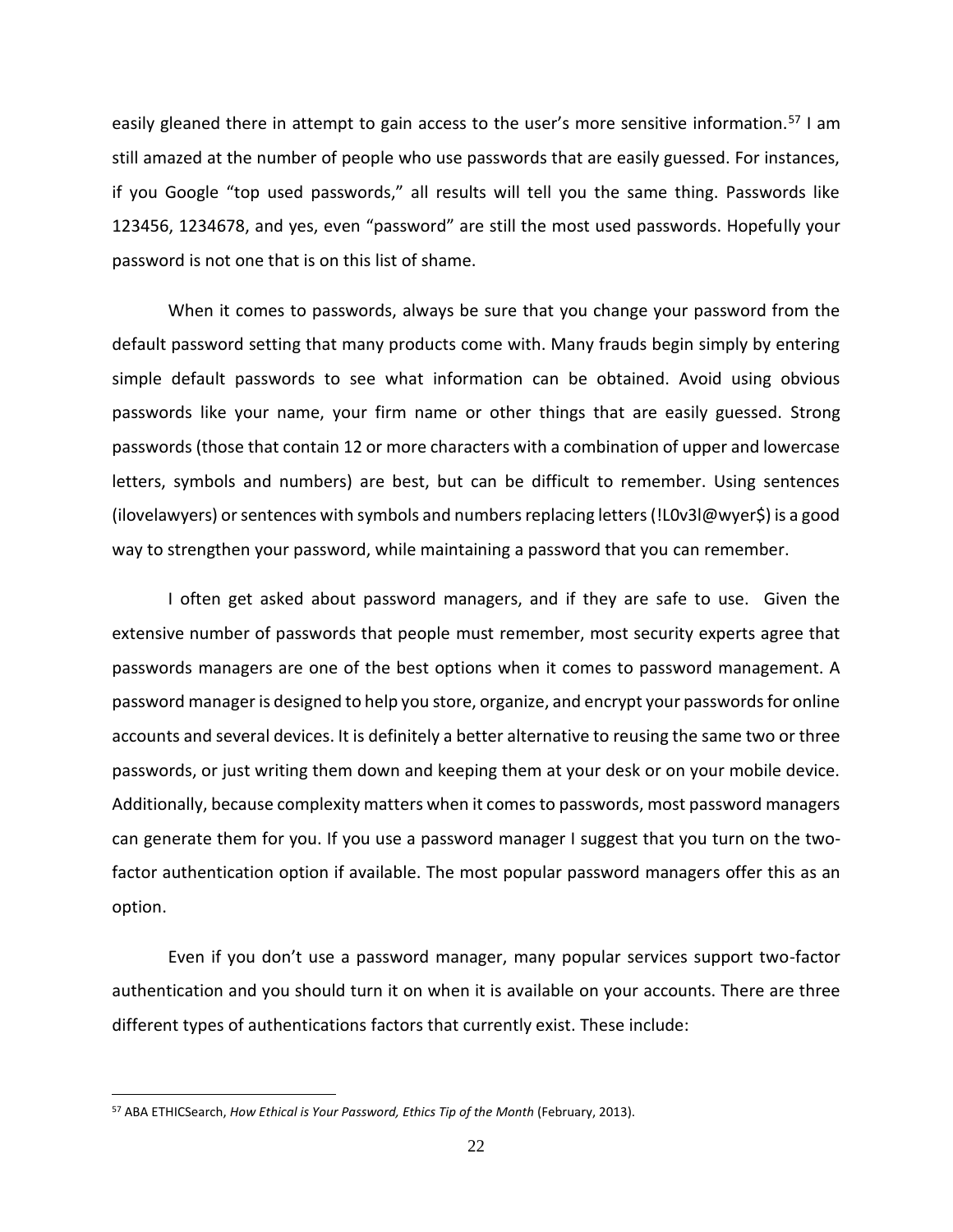easily gleaned there in attempt to gain access to the user's more sensitive information.[57] I am still amazed at the number of people who use passwords that are easily guessed. For instances, if you Google "top used passwords," all results will tell you the same thing. Passwords like 123456, 1234678, and yes, even "password" are still the most used passwords. Hopefully your password is not one that is on this list of shame.

When it comes to passwords, always be sure that you change your password from the default password setting that many products come with. Many frauds begin simply by entering simple default passwords to see what information can be obtained. Avoid using obvious passwords like your name, your firm name or other things that are easily guessed. Strong passwords (those that contain 12 or more characters with a combination of upper and lowercase letters, symbols and numbers) are best, but can be difficult to remember. Using sentences (ilovelawyers) or sentences with symbols and numbers replacing letters (!L0v3l@wyer$) is a good way to strengthen your password, while maintaining a password that you can remember.

I often get asked about password managers, and if they are safe to use. Given the extensive number of passwords that people must remember, most security experts agree that passwords managers are one of the best options when it comes to password management. A password manager is designed to help you store, organize, and encrypt your passwords for online accounts and several devices. It is definitely a better alternative to reusing the same two or three passwords, or just writing them down and keeping them at your desk or on your mobile device. Additionally, because complexity matters when it comes to passwords, most password managers can generate them for you. If you use a password manager I suggest that you turn on the two-factor authentication option if available. The most popular password managers offer this as an option.

Even if you don't use a password manager, many popular services support two-factor authentication and you should turn it on when it is available on your accounts. There are three different types of authentications factors that currently exist. These include:

[57] ABA ETHICSearch, *How Ethical is Your Password, Ethics Tip of the Month* (February, 2013).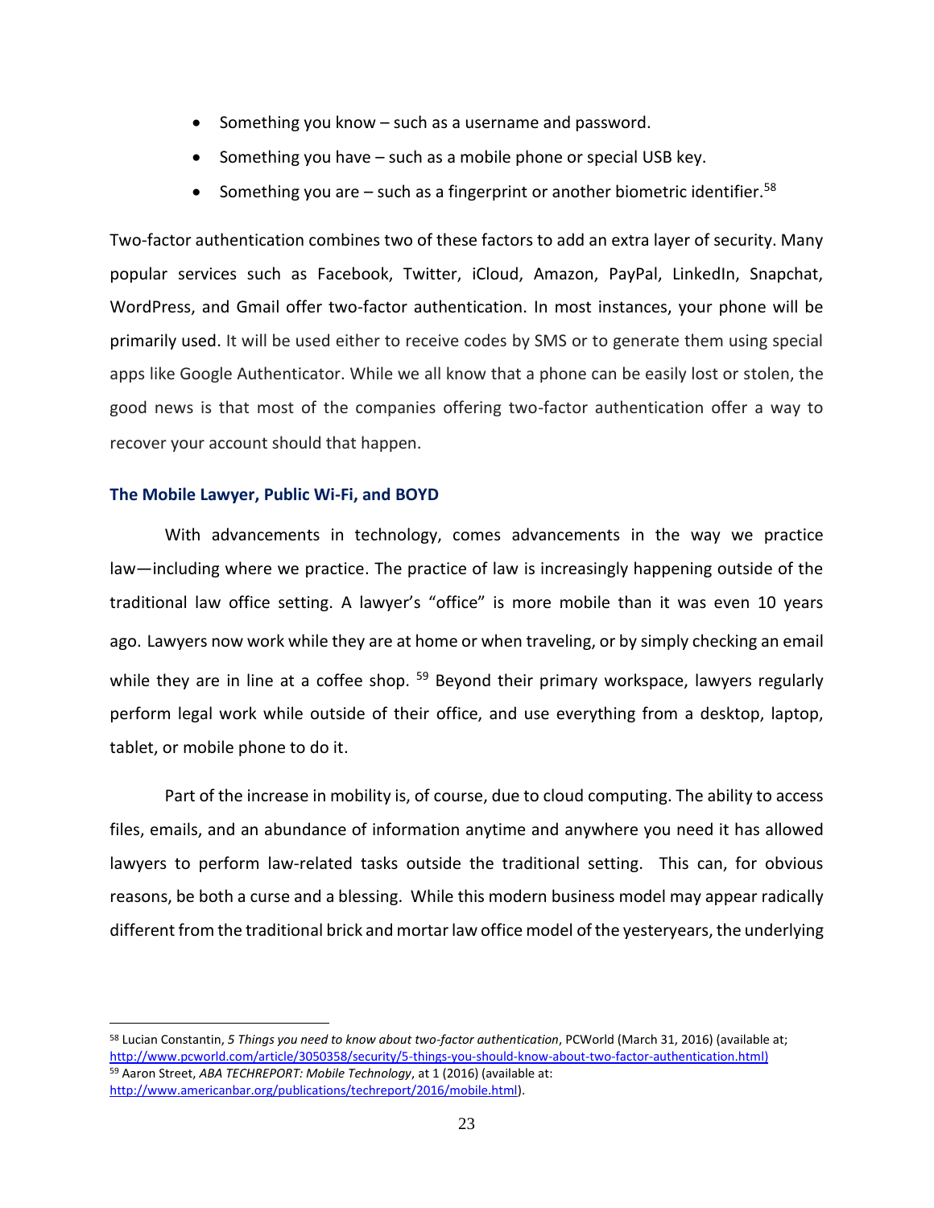- Something you know – such as a username and password.
- Something you have – such as a mobile phone or special USB key.
- Something you are – such as a fingerprint or another biometric identifier.[58]

Two-factor authentication combines two of these factors to add an extra layer of security. Many popular services such as Facebook, Twitter, iCloud, Amazon, PayPal, LinkedIn, Snapchat, WordPress, and Gmail offer two-factor authentication. In most instances, your phone will be primarily used. It will be used either to receive codes by SMS or to generate them using special apps like Google Authenticator. While we all know that a phone can be easily lost or stolen, the good news is that most of the companies offering two-factor authentication offer a way to recover your account should that happen.

### The Mobile Lawyer, Public Wi-Fi, and BOYD

With advancements in technology, comes advancements in the way we practice law—including where we practice. The practice of law is increasingly happening outside of the traditional law office setting. A lawyer's "office" is more mobile than it was even 10 years ago. Lawyers now work while they are at home or when traveling, or by simply checking an email while they are in line at a coffee shop. [59] Beyond their primary workspace, lawyers regularly perform legal work while outside of their office, and use everything from a desktop, laptop, tablet, or mobile phone to do it.

Part of the increase in mobility is, of course, due to cloud computing. The ability to access files, emails, and an abundance of information anytime and anywhere you need it has allowed lawyers to perform law-related tasks outside the traditional setting. This can, for obvious reasons, be both a curse and a blessing. While this modern business model may appear radically different from the traditional brick and mortar law office model of the yesteryears, the underlying

---

[58] Lucian Constantin, *5 Things you need to know about two-factor authentication*, PCWorld (March 31, 2016) (available at; http://www.pcworld.com/article/3050358/security/5-things-you-should-know-about-two-factor-authentication.html)

[59] Aaron Street, *ABA TECHREPORT: Mobile Technology*, at 1 (2016) (available at: http://www.americanbar.org/publications/techreport/2016/mobile.html).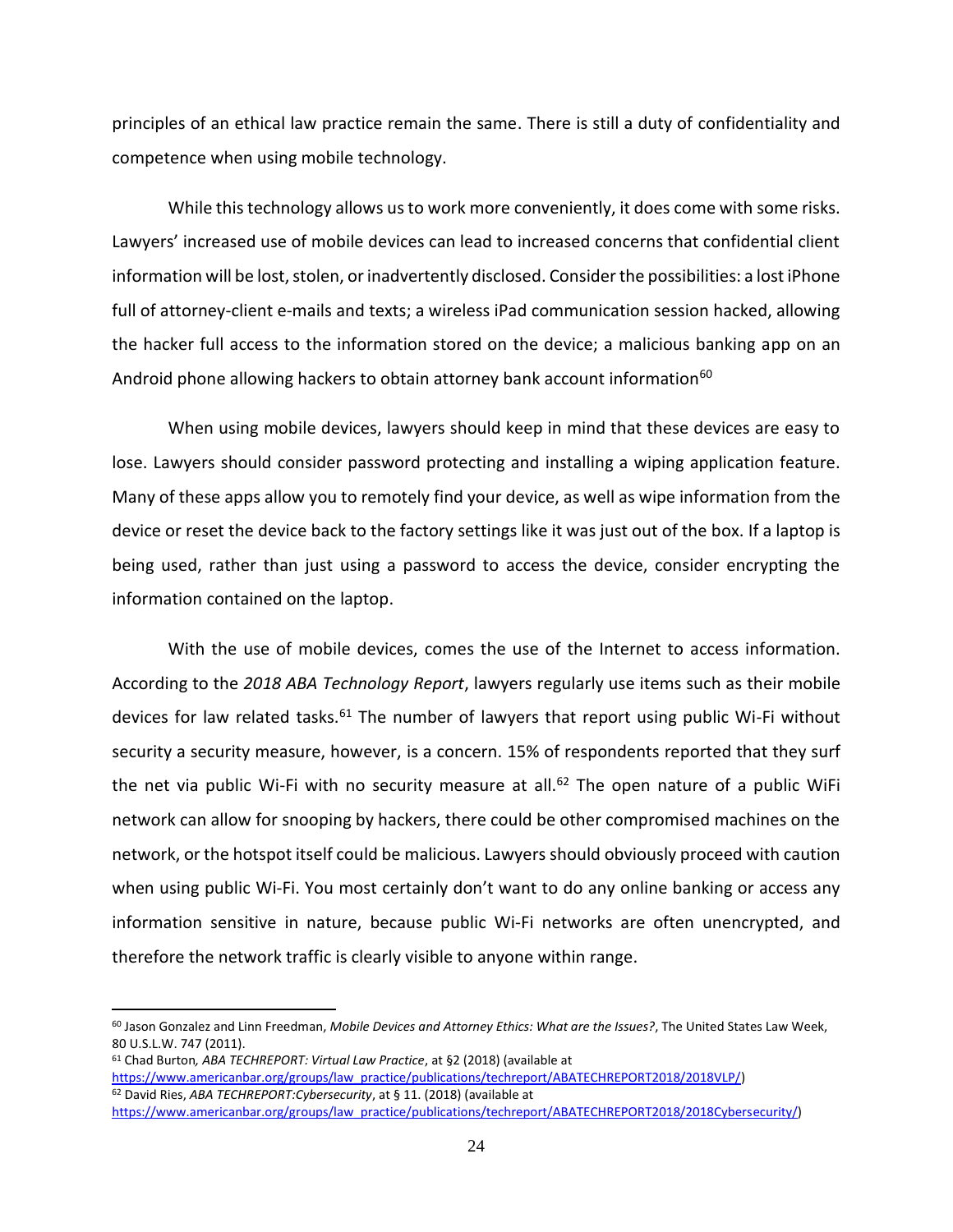principles of an ethical law practice remain the same. There is still a duty of confidentiality and competence when using mobile technology.

While this technology allows us to work more conveniently, it does come with some risks. Lawyers' increased use of mobile devices can lead to increased concerns that confidential client information will be lost, stolen, or inadvertently disclosed. Consider the possibilities: a lost iPhone full of attorney-client e-mails and texts; a wireless iPad communication session hacked, allowing the hacker full access to the information stored on the device; a malicious banking app on an Android phone allowing hackers to obtain attorney bank account information[60]

When using mobile devices, lawyers should keep in mind that these devices are easy to lose. Lawyers should consider password protecting and installing a wiping application feature. Many of these apps allow you to remotely find your device, as well as wipe information from the device or reset the device back to the factory settings like it was just out of the box. If a laptop is being used, rather than just using a password to access the device, consider encrypting the information contained on the laptop.

With the use of mobile devices, comes the use of the Internet to access information. According to the *2018 ABA Technology Report*, lawyers regularly use items such as their mobile devices for law related tasks.[61] The number of lawyers that report using public Wi-Fi without security a security measure, however, is a concern. 15% of respondents reported that they surf the net via public Wi-Fi with no security measure at all.[62] The open nature of a public WiFi network can allow for snooping by hackers, there could be other compromised machines on the network, or the hotspot itself could be malicious. Lawyers should obviously proceed with caution when using public Wi-Fi. You most certainly don't want to do any online banking or access any information sensitive in nature, because public Wi-Fi networks are often unencrypted, and therefore the network traffic is clearly visible to anyone within range.

---

[60] Jason Gonzalez and Linn Freedman, *Mobile Devices and Attorney Ethics: What are the Issues?*, The United States Law Week, 80 U.S.L.W. 747 (2011).

[61] Chad Burton*, ABA TECHREPORT: Virtual Law Practice*, at §2 (2018) (available at https://www.americanbar.org/groups/law_practice/publications/techreport/ABATECHREPORT2018/2018VLP/)

[62] David Ries, *ABA TECHREPORT:Cybersecurity*, at § 11. (2018) (available at https://www.americanbar.org/groups/law_practice/publications/techreport/ABATECHREPORT2018/2018Cybersecurity/)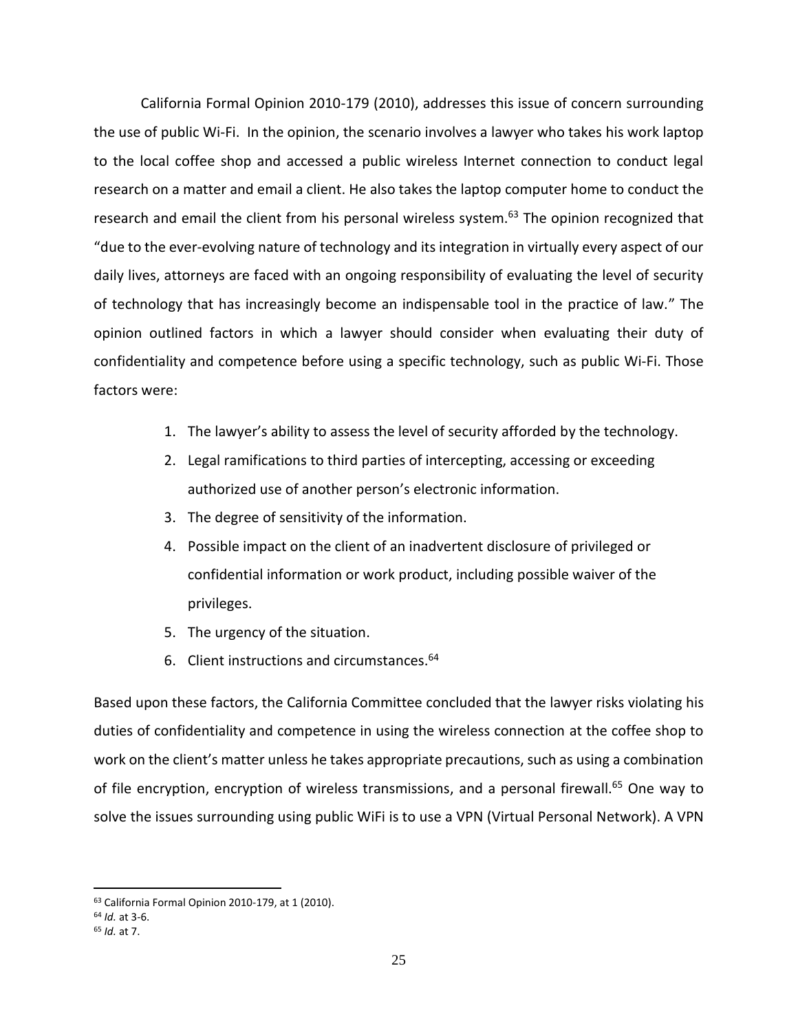California Formal Opinion 2010-179 (2010), addresses this issue of concern surrounding the use of public Wi-Fi. In the opinion, the scenario involves a lawyer who takes his work laptop to the local coffee shop and accessed a public wireless Internet connection to conduct legal research on a matter and email a client. He also takes the laptop computer home to conduct the research and email the client from his personal wireless system.[63] The opinion recognized that "due to the ever-evolving nature of technology and its integration in virtually every aspect of our daily lives, attorneys are faced with an ongoing responsibility of evaluating the level of security of technology that has increasingly become an indispensable tool in the practice of law." The opinion outlined factors in which a lawyer should consider when evaluating their duty of confidentiality and competence before using a specific technology, such as public Wi-Fi. Those factors were:

1. The lawyer's ability to assess the level of security afforded by the technology.
2. Legal ramifications to third parties of intercepting, accessing or exceeding authorized use of another person's electronic information.
3. The degree of sensitivity of the information.
4. Possible impact on the client of an inadvertent disclosure of privileged or confidential information or work product, including possible waiver of the privileges.
5. The urgency of the situation.
6. Client instructions and circumstances.[64]

Based upon these factors, the California Committee concluded that the lawyer risks violating his duties of confidentiality and competence in using the wireless connection at the coffee shop to work on the client's matter unless he takes appropriate precautions, such as using a combination of file encryption, encryption of wireless transmissions, and a personal firewall.[65] One way to solve the issues surrounding using public WiFi is to use a VPN (Virtual Personal Network). A VPN

---

[63] California Formal Opinion 2010-179, at 1 (2010).

[64] *Id.* at 3-6.

[65] *Id.* at 7.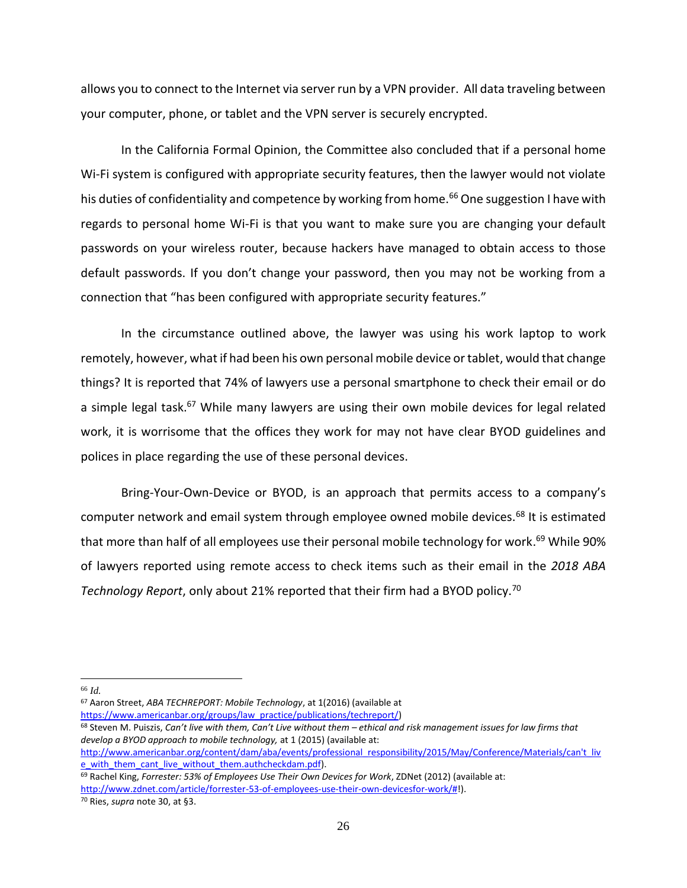allows you to connect to the Internet via server run by a VPN provider. All data traveling between your computer, phone, or tablet and the VPN server is securely encrypted.

In the California Formal Opinion, the Committee also concluded that if a personal home Wi-Fi system is configured with appropriate security features, then the lawyer would not violate his duties of confidentiality and competence by working from home.[66] One suggestion I have with regards to personal home Wi-Fi is that you want to make sure you are changing your default passwords on your wireless router, because hackers have managed to obtain access to those default passwords. If you don't change your password, then you may not be working from a connection that "has been configured with appropriate security features."

In the circumstance outlined above, the lawyer was using his work laptop to work remotely, however, what if had been his own personal mobile device or tablet, would that change things? It is reported that 74% of lawyers use a personal smartphone to check their email or do a simple legal task.[67] While many lawyers are using their own mobile devices for legal related work, it is worrisome that the offices they work for may not have clear BYOD guidelines and polices in place regarding the use of these personal devices.

Bring-Your-Own-Device or BYOD, is an approach that permits access to a company's computer network and email system through employee owned mobile devices.[68] It is estimated that more than half of all employees use their personal mobile technology for work.[69] While 90% of lawyers reported using remote access to check items such as their email in the *2018 ABA Technology Report*, only about 21% reported that their firm had a BYOD policy.[70]

---

[66] *Id.*

[67] Aaron Street, *ABA TECHREPORT: Mobile Technology*, at 1(2016) (available at https://www.americanbar.org/groups/law_practice/publications/techreport/)

[68] Steven M. Puiszis, *Can't live with them, Can't Live without them – ethical and risk management issues for law firms that develop a BYOD approach to mobile technology,* at 1 (2015) (available at: http://www.americanbar.org/content/dam/aba/events/professional_responsibility/2015/May/Conference/Materials/can't_live_with_them_cant_live_without_them.authcheckdam.pdf).

[69] Rachel King, *Forrester: 53% of Employees Use Their Own Devices for Work*, ZDNet (2012) (available at: http://www.zdnet.com/article/forrester-53-of-employees-use-their-own-devicesfor-work/#!).

[70] Ries, *supra* note 30, at §3.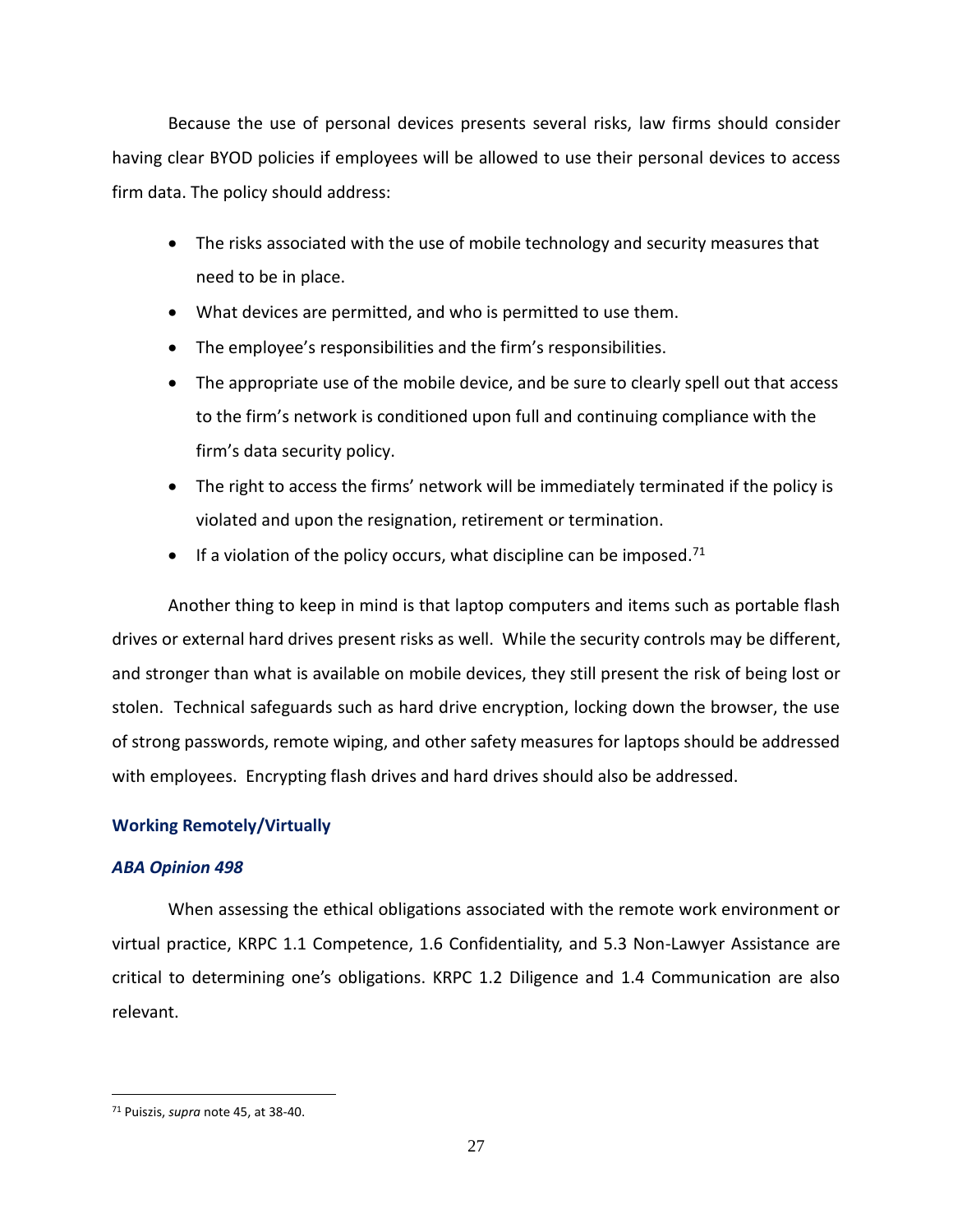Because the use of personal devices presents several risks, law firms should consider having clear BYOD policies if employees will be allowed to use their personal devices to access firm data. The policy should address:

- The risks associated with the use of mobile technology and security measures that need to be in place.
- What devices are permitted, and who is permitted to use them.
- The employee's responsibilities and the firm's responsibilities.
- The appropriate use of the mobile device, and be sure to clearly spell out that access to the firm's network is conditioned upon full and continuing compliance with the firm's data security policy.
- The right to access the firms' network will be immediately terminated if the policy is violated and upon the resignation, retirement or termination.
- If a violation of the policy occurs, what discipline can be imposed.[71]

Another thing to keep in mind is that laptop computers and items such as portable flash drives or external hard drives present risks as well. While the security controls may be different, and stronger than what is available on mobile devices, they still present the risk of being lost or stolen. Technical safeguards such as hard drive encryption, locking down the browser, the use of strong passwords, remote wiping, and other safety measures for laptops should be addressed with employees. Encrypting flash drives and hard drives should also be addressed.

### Working Remotely/Virtually

#### *ABA Opinion 498*

When assessing the ethical obligations associated with the remote work environment or virtual practice, KRPC 1.1 Competence, 1.6 Confidentiality, and 5.3 Non-Lawyer Assistance are critical to determining one's obligations. KRPC 1.2 Diligence and 1.4 Communication are also relevant.

---

[71] Puiszis, *supra* note 45, at 38-40.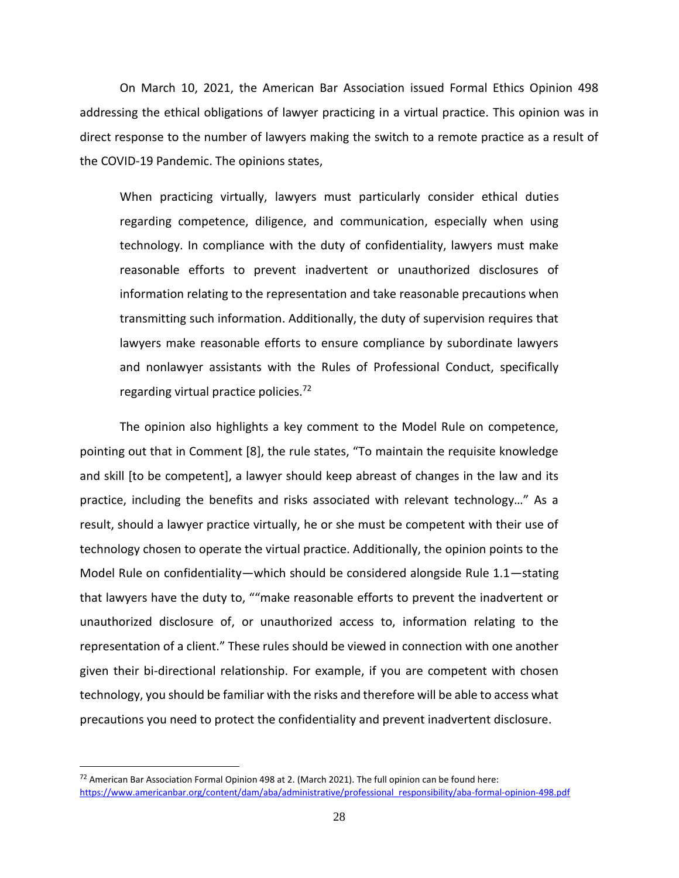On March 10, 2021, the American Bar Association issued Formal Ethics Opinion 498 addressing the ethical obligations of lawyer practicing in a virtual practice. This opinion was in direct response to the number of lawyers making the switch to a remote practice as a result of the COVID-19 Pandemic. The opinions states,

> When practicing virtually, lawyers must particularly consider ethical duties regarding competence, diligence, and communication, especially when using technology. In compliance with the duty of confidentiality, lawyers must make reasonable efforts to prevent inadvertent or unauthorized disclosures of information relating to the representation and take reasonable precautions when transmitting such information. Additionally, the duty of supervision requires that lawyers make reasonable efforts to ensure compliance by subordinate lawyers and nonlawyer assistants with the Rules of Professional Conduct, specifically regarding virtual practice policies.[72]

The opinion also highlights a key comment to the Model Rule on competence, pointing out that in Comment [8], the rule states, "To maintain the requisite knowledge and skill [to be competent], a lawyer should keep abreast of changes in the law and its practice, including the benefits and risks associated with relevant technology…" As a result, should a lawyer practice virtually, he or she must be competent with their use of technology chosen to operate the virtual practice. Additionally, the opinion points to the Model Rule on confidentiality—which should be considered alongside Rule 1.1—stating that lawyers have the duty to, ""make reasonable efforts to prevent the inadvertent or unauthorized disclosure of, or unauthorized access to, information relating to the representation of a client." These rules should be viewed in connection with one another given their bi-directional relationship. For example, if you are competent with chosen technology, you should be familiar with the risks and therefore will be able to access what precautions you need to protect the confidentiality and prevent inadvertent disclosure.

---

[72] American Bar Association Formal Opinion 498 at 2. (March 2021). The full opinion can be found here: https://www.americanbar.org/content/dam/aba/administrative/professional_responsibility/aba-formal-opinion-498.pdf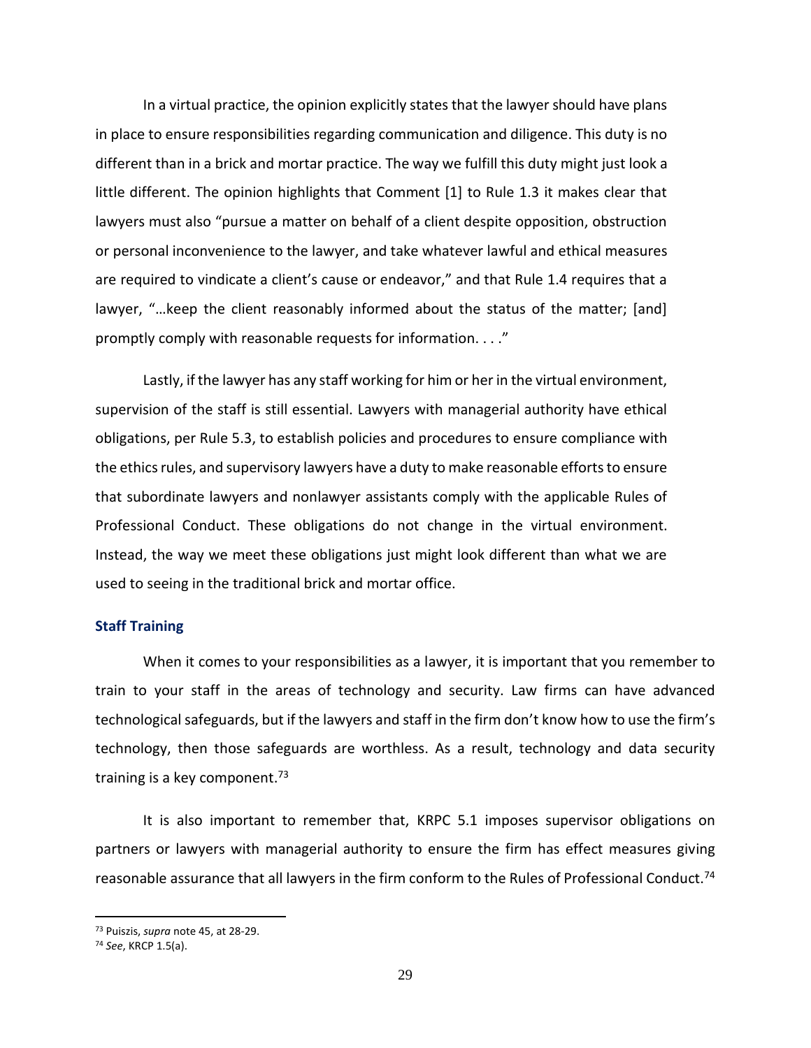In a virtual practice, the opinion explicitly states that the lawyer should have plans in place to ensure responsibilities regarding communication and diligence. This duty is no different than in a brick and mortar practice. The way we fulfill this duty might just look a little different. The opinion highlights that Comment [1] to Rule 1.3 it makes clear that lawyers must also "pursue a matter on behalf of a client despite opposition, obstruction or personal inconvenience to the lawyer, and take whatever lawful and ethical measures are required to vindicate a client's cause or endeavor," and that Rule 1.4 requires that a lawyer, "…keep the client reasonably informed about the status of the matter; [and] promptly comply with reasonable requests for information. . . ."

Lastly, if the lawyer has any staff working for him or her in the virtual environment, supervision of the staff is still essential. Lawyers with managerial authority have ethical obligations, per Rule 5.3, to establish policies and procedures to ensure compliance with the ethics rules, and supervisory lawyers have a duty to make reasonable efforts to ensure that subordinate lawyers and nonlawyer assistants comply with the applicable Rules of Professional Conduct. These obligations do not change in the virtual environment. Instead, the way we meet these obligations just might look different than what we are used to seeing in the traditional brick and mortar office.

### Staff Training

When it comes to your responsibilities as a lawyer, it is important that you remember to train to your staff in the areas of technology and security. Law firms can have advanced technological safeguards, but if the lawyers and staff in the firm don't know how to use the firm's technology, then those safeguards are worthless. As a result, technology and data security training is a key component.[73]

It is also important to remember that, KRPC 5.1 imposes supervisor obligations on partners or lawyers with managerial authority to ensure the firm has effect measures giving reasonable assurance that all lawyers in the firm conform to the Rules of Professional Conduct.[74]

---

[73] Puiszis, *supra* note 45, at 28-29.

[74] *See*, KRCP 1.5(a).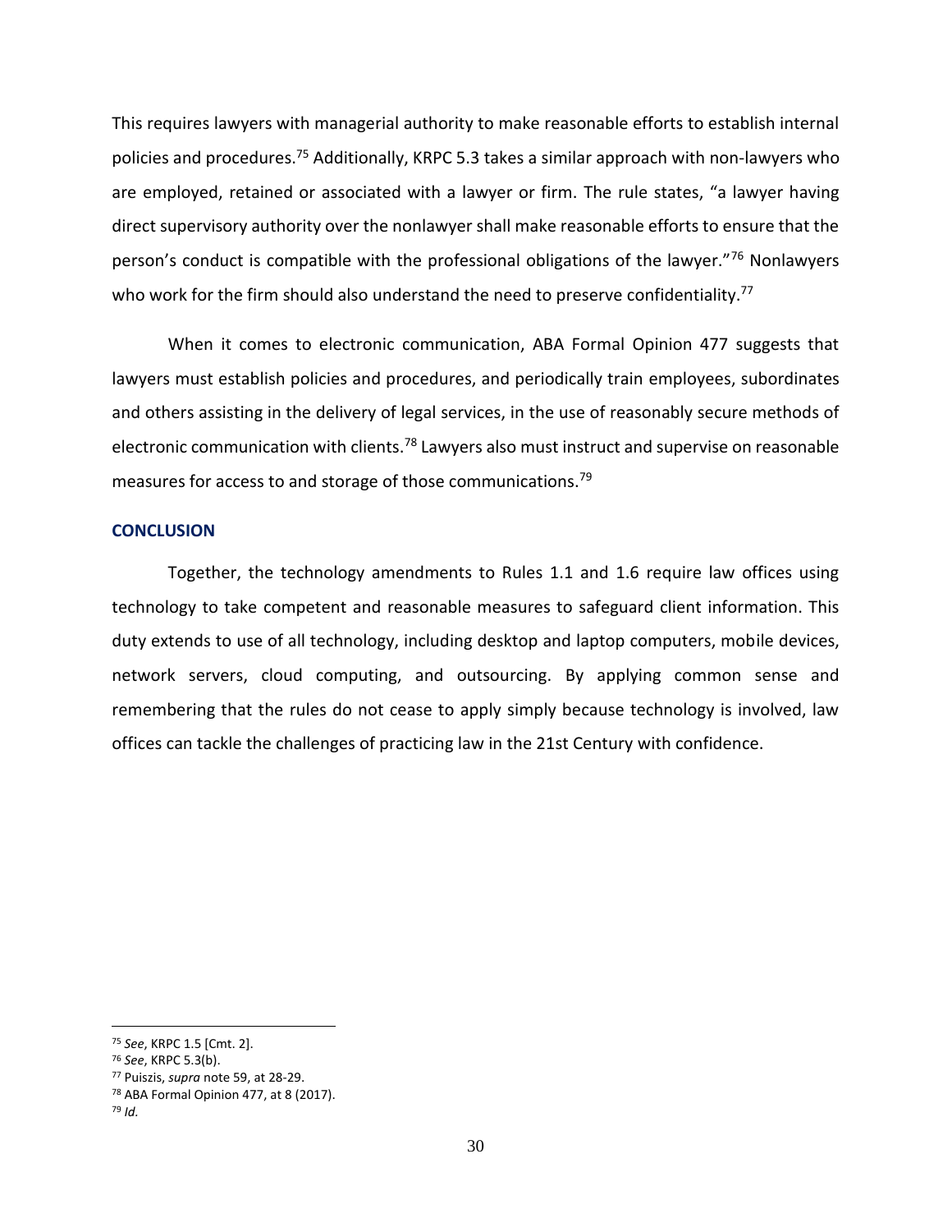This requires lawyers with managerial authority to make reasonable efforts to establish internal policies and procedures.[75] Additionally, KRPC 5.3 takes a similar approach with non-lawyers who are employed, retained or associated with a lawyer or firm. The rule states, "a lawyer having direct supervisory authority over the nonlawyer shall make reasonable efforts to ensure that the person's conduct is compatible with the professional obligations of the lawyer."[76] Nonlawyers who work for the firm should also understand the need to preserve confidentiality.[77]

When it comes to electronic communication, ABA Formal Opinion 477 suggests that lawyers must establish policies and procedures, and periodically train employees, subordinates and others assisting in the delivery of legal services, in the use of reasonably secure methods of electronic communication with clients.[78] Lawyers also must instruct and supervise on reasonable measures for access to and storage of those communications.[79]

## CONCLUSION

Together, the technology amendments to Rules 1.1 and 1.6 require law offices using technology to take competent and reasonable measures to safeguard client information. This duty extends to use of all technology, including desktop and laptop computers, mobile devices, network servers, cloud computing, and outsourcing. By applying common sense and remembering that the rules do not cease to apply simply because technology is involved, law offices can tackle the challenges of practicing law in the 21st Century with confidence.

---

[75] *See*, KRPC 1.5 [Cmt. 2].

[76] *See*, KRPC 5.3(b).

[77] Puiszis, *supra* note 59, at 28-29.

[78] ABA Formal Opinion 477, at 8 (2017).

[79] *Id.*